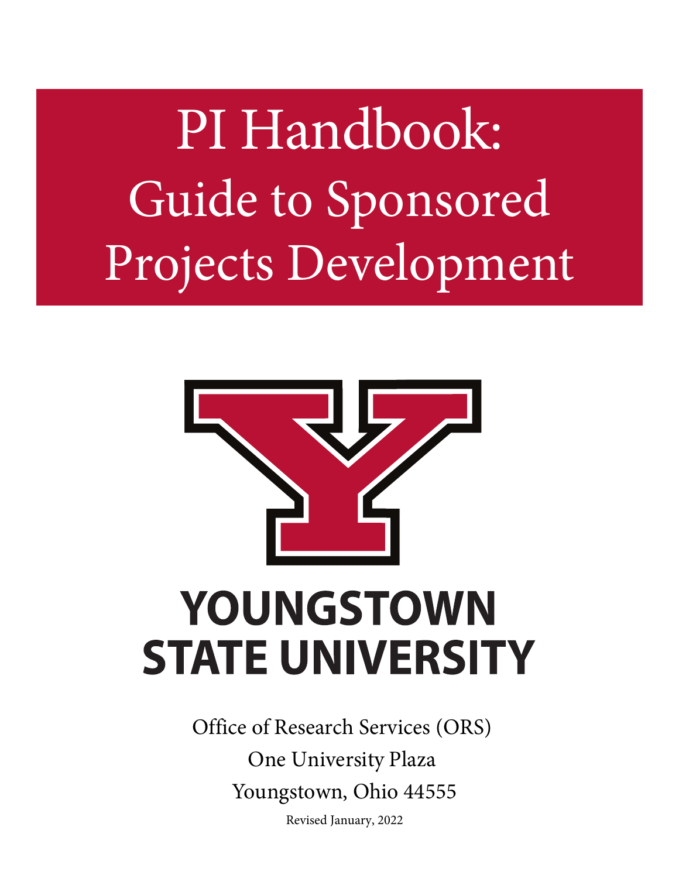# PI Handbook: Guide to Sponsored Projects Development

**YOUNGSTOWN STATE UNIVERSITY**

Office of Research Services (ORS)

One University Plaza

Youngstown, Ohio 44555

Revised January, 2022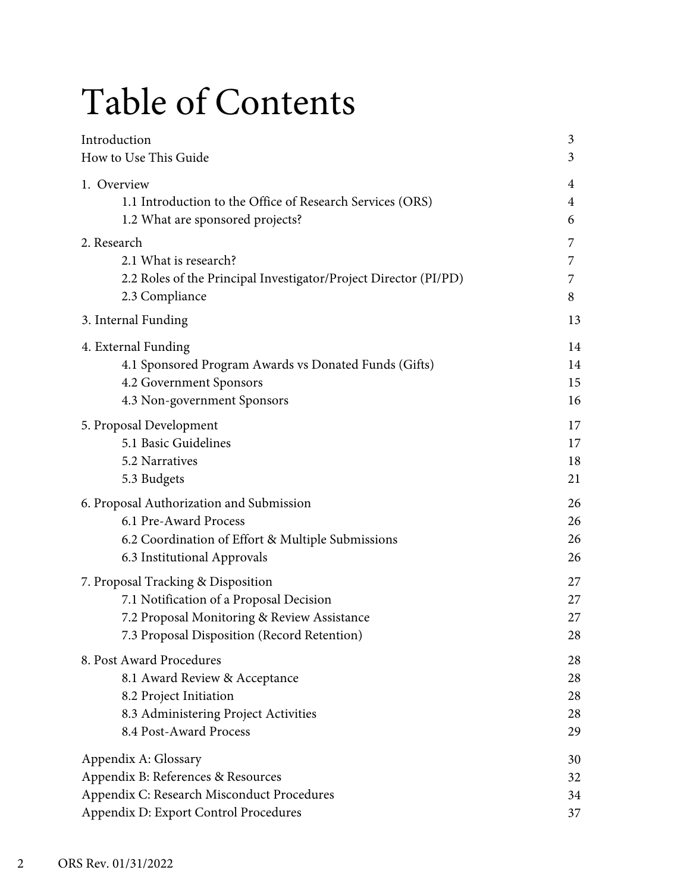# Table of Contents

| | |
|---|---|
| Introduction | 3 |
| How to Use This Guide | 3 |
| 1. Overview | 4 |
| 1.1 Introduction to the Office of Research Services (ORS) | 4 |
| 1.2 What are sponsored projects? | 6 |
| 2. Research | 7 |
| 2.1 What is research? | 7 |
| 2.2 Roles of the Principal Investigator/Project Director (PI/PD) | 7 |
| 2.3 Compliance | 8 |
| 3. Internal Funding | 13 |
| 4. External Funding | 14 |
| 4.1 Sponsored Program Awards vs Donated Funds (Gifts) | 14 |
| 4.2 Government Sponsors | 15 |
| 4.3 Non-government Sponsors | 16 |
| 5. Proposal Development | 17 |
| 5.1 Basic Guidelines | 17 |
| 5.2 Narratives | 18 |
| 5.3 Budgets | 21 |
| 6. Proposal Authorization and Submission | 26 |
| 6.1 Pre-Award Process | 26 |
| 6.2 Coordination of Effort & Multiple Submissions | 26 |
| 6.3 Institutional Approvals | 26 |
| 7. Proposal Tracking & Disposition | 27 |
| 7.1 Notification of a Proposal Decision | 27 |
| 7.2 Proposal Monitoring & Review Assistance | 27 |
| 7.3 Proposal Disposition (Record Retention) | 28 |
| 8. Post Award Procedures | 28 |
| 8.1 Award Review & Acceptance | 28 |
| 8.2 Project Initiation | 28 |
| 8.3 Administering Project Activities | 28 |
| 8.4 Post-Award Process | 29 |
| Appendix A: Glossary | 30 |
| Appendix B: References & Resources | 32 |
| Appendix C: Research Misconduct Procedures | 34 |
| Appendix D: Export Control Procedures | 37 |

ORS Rev. 01/31/2022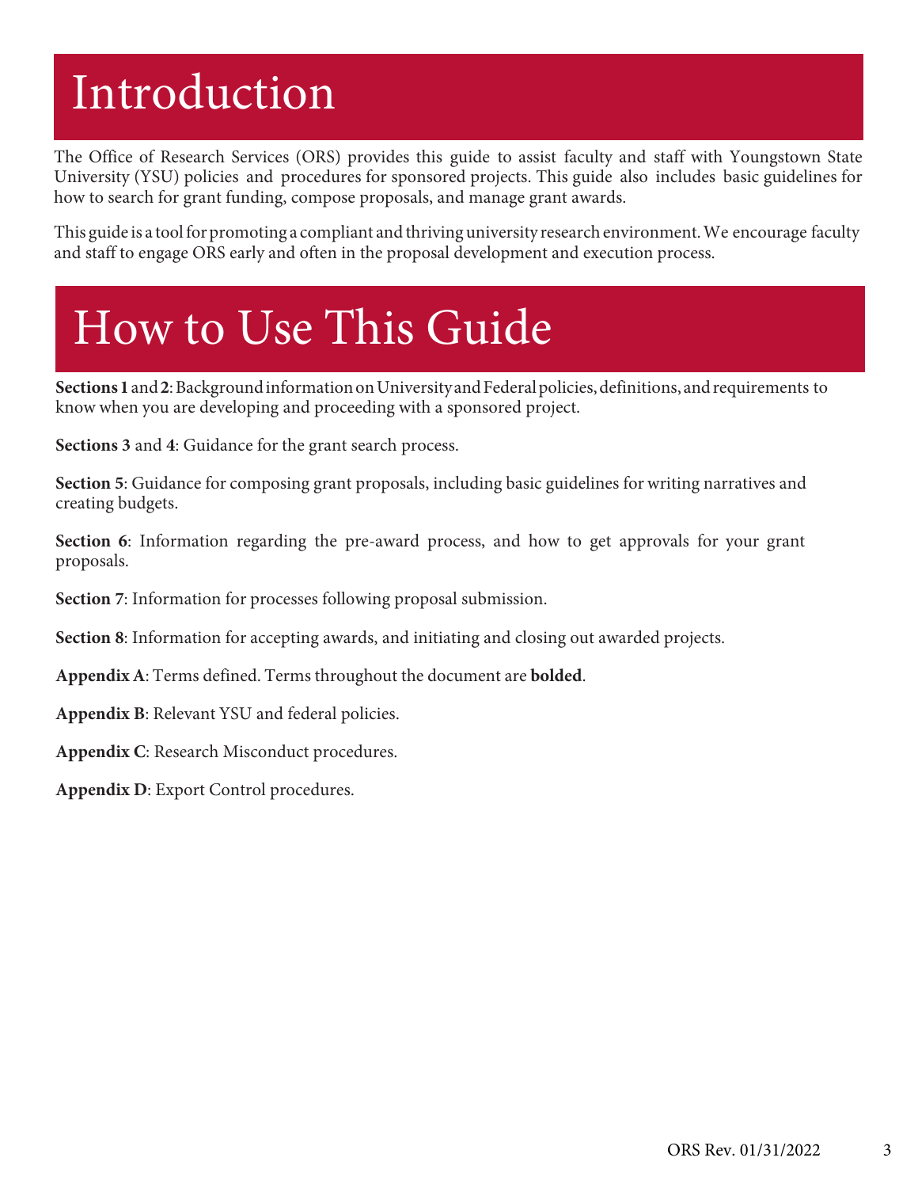# Introduction

The Office of Research Services (ORS) provides this guide to assist faculty and staff with Youngstown State University (YSU) policies and procedures for sponsored projects. This guide also includes basic guidelines for how to search for grant funding, compose proposals, and manage grant awards.

This guide is a tool for promoting a compliant and thriving university research environment. We encourage faculty and staff to engage ORS early and often in the proposal development and execution process.

# How to Use This Guide

**Sections 1** and **2**: Background information on University and Federal policies, definitions, and requirements to know when you are developing and proceeding with a sponsored project.

**Sections 3** and **4**: Guidance for the grant search process.

**Section 5**: Guidance for composing grant proposals, including basic guidelines for writing narratives and creating budgets.

**Section 6**: Information regarding the pre-award process, and how to get approvals for your grant proposals.

**Section 7**: Information for processes following proposal submission.

**Section 8**: Information for accepting awards, and initiating and closing out awarded projects.

**Appendix A**: Terms defined. Terms throughout the document are **bolded**.

**Appendix B**: Relevant YSU and federal policies.

**Appendix C**: Research Misconduct procedures.

**Appendix D**: Export Control procedures.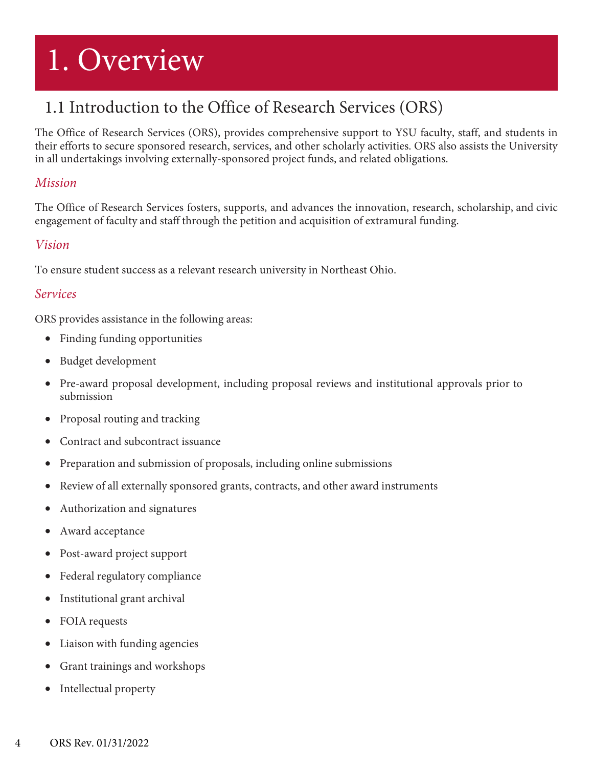# 1. Overview

## 1.1 Introduction to the Office of Research Services (ORS)

The Office of Research Services (ORS), provides comprehensive support to YSU faculty, staff, and students in their efforts to secure sponsored research, services, and other scholarly activities. ORS also assists the University in all undertakings involving externally-sponsored project funds, and related obligations.

### *Mission*

The Office of Research Services fosters, supports, and advances the innovation, research, scholarship, and civic engagement of faculty and staff through the petition and acquisition of extramural funding.

### *Vision*

To ensure student success as a relevant research university in Northeast Ohio.

### *Services*

ORS provides assistance in the following areas:

- Finding funding opportunities
- Budget development
- Pre-award proposal development, including proposal reviews and institutional approvals prior to submission
- Proposal routing and tracking
- Contract and subcontract issuance
- Preparation and submission of proposals, including online submissions
- Review of all externally sponsored grants, contracts, and other award instruments
- Authorization and signatures
- Award acceptance
- Post-award project support
- Federal regulatory compliance
- Institutional grant archival
- FOIA requests
- Liaison with funding agencies
- Grant trainings and workshops
- Intellectual property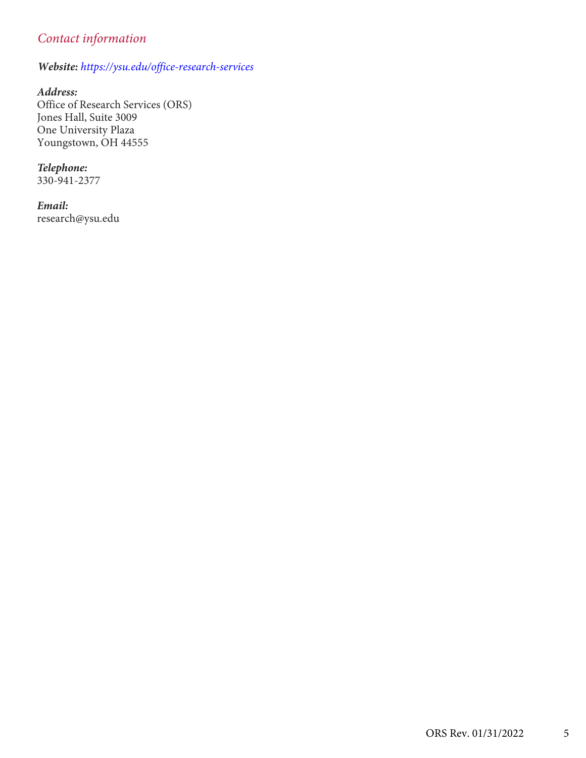## *Contact information*

***Website:*** *https://ysu.edu/office-research-services*

***Address:***
Office of Research Services (ORS)
Jones Hall, Suite 3009
One University Plaza
Youngstown, OH 44555

***Telephone:***
330-941-2377

***Email:***
research@ysu.edu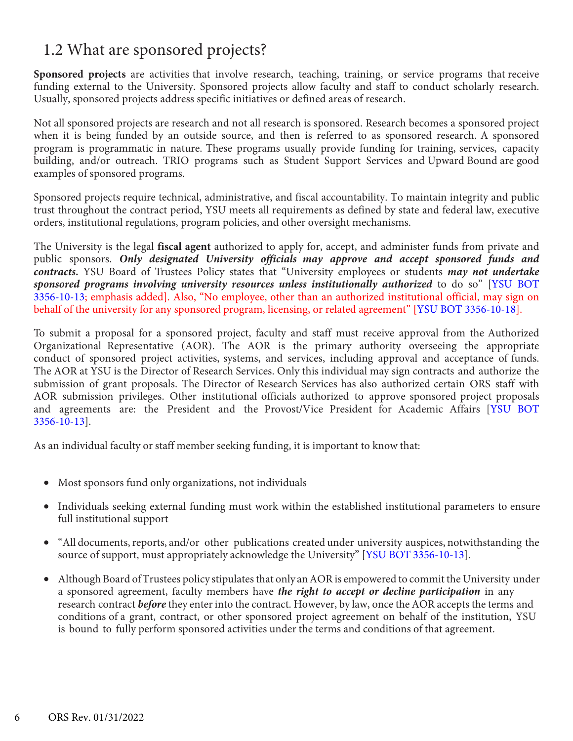## 1.2 What are sponsored projects?

**Sponsored projects** are activities that involve research, teaching, training, or service programs that receive funding external to the University. Sponsored projects allow faculty and staff to conduct scholarly research. Usually, sponsored projects address specific initiatives or defined areas of research.

Not all sponsored projects are research and not all research is sponsored. Research becomes a sponsored project when it is being funded by an outside source, and then is referred to as sponsored research. A sponsored program is programmatic in nature. These programs usually provide funding for training, services, capacity building, and/or outreach. TRIO programs such as Student Support Services and Upward Bound are good examples of sponsored programs.

Sponsored projects require technical, administrative, and fiscal accountability. To maintain integrity and public trust throughout the contract period, YSU meets all requirements as defined by state and federal law, executive orders, institutional regulations, program policies, and other oversight mechanisms.

The University is the legal **fiscal agent** authorized to apply for, accept, and administer funds from private and public sponsors. ***Only designated University officials may approve and accept sponsored funds and contracts.*** YSU Board of Trustees Policy states that "University employees or students ***may not undertake sponsored programs involving university resources unless institutionally authorized*** to do so" [YSU BOT 3356-10-13; emphasis added]. Also, "No employee, other than an authorized institutional official, may sign on behalf of the university for any sponsored program, licensing, or related agreement" [YSU BOT 3356-10-18].

To submit a proposal for a sponsored project, faculty and staff must receive approval from the Authorized Organizational Representative (AOR). The AOR is the primary authority overseeing the appropriate conduct of sponsored project activities, systems, and services, including approval and acceptance of funds. The AOR at YSU is the Director of Research Services. Only this individual may sign contracts and authorize the submission of grant proposals. The Director of Research Services has also authorized certain ORS staff with AOR submission privileges. Other institutional officials authorized to approve sponsored project proposals and agreements are: the President and the Provost/Vice President for Academic Affairs [YSU BOT 3356-10-13].

As an individual faculty or staff member seeking funding, it is important to know that:

- Most sponsors fund only organizations, not individuals
- Individuals seeking external funding must work within the established institutional parameters to ensure full institutional support
- "All documents, reports, and/or other publications created under university auspices, notwithstanding the source of support, must appropriately acknowledge the University" [YSU BOT 3356-10-13].
- Although Board of Trustees policy stipulates that only an AOR is empowered to commit the University under a sponsored agreement, faculty members have ***the right to accept or decline participation*** in any research contract ***before*** they enter into the contract. However, by law, once the AOR accepts the terms and conditions of a grant, contract, or other sponsored project agreement on behalf of the institution, YSU is bound to fully perform sponsored activities under the terms and conditions of that agreement.

ORS Rev. 01/31/2022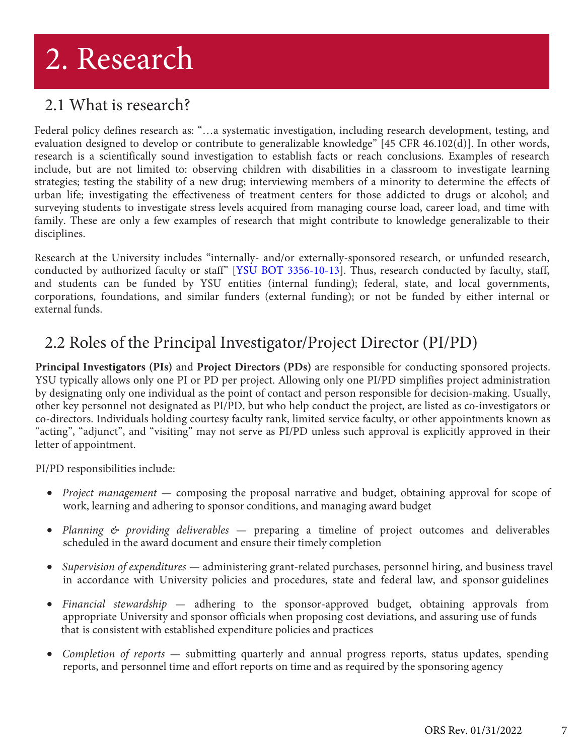# 2. Research

## 2.1 What is research?

Federal policy defines research as: "…a systematic investigation, including research development, testing, and evaluation designed to develop or contribute to generalizable knowledge" [45 CFR 46.102(d)]. In other words, research is a scientifically sound investigation to establish facts or reach conclusions. Examples of research include, but are not limited to: observing children with disabilities in a classroom to investigate learning strategies; testing the stability of a new drug; interviewing members of a minority to determine the effects of urban life; investigating the effectiveness of treatment centers for those addicted to drugs or alcohol; and surveying students to investigate stress levels acquired from managing course load, career load, and time with family. These are only a few examples of research that might contribute to knowledge generalizable to their disciplines.

Research at the University includes "internally- and/or externally-sponsored research, or unfunded research, conducted by authorized faculty or staff" [YSU BOT 3356-10-13]. Thus, research conducted by faculty, staff, and students can be funded by YSU entities (internal funding); federal, state, and local governments, corporations, foundations, and similar funders (external funding); or not be funded by either internal or external funds.

## 2.2 Roles of the Principal Investigator/Project Director (PI/PD)

**Principal Investigators (PIs)** and **Project Directors (PDs)** are responsible for conducting sponsored projects. YSU typically allows only one PI or PD per project. Allowing only one PI/PD simplifies project administration by designating only one individual as the point of contact and person responsible for decision-making. Usually, other key personnel not designated as PI/PD, but who help conduct the project, are listed as co-investigators or co-directors. Individuals holding courtesy faculty rank, limited service faculty, or other appointments known as "acting", "adjunct", and "visiting" may not serve as PI/PD unless such approval is explicitly approved in their letter of appointment.

PI/PD responsibilities include:

- *Project management* — composing the proposal narrative and budget, obtaining approval for scope of work, learning and adhering to sponsor conditions, and managing award budget
- *Planning & providing deliverables* — preparing a timeline of project outcomes and deliverables scheduled in the award document and ensure their timely completion
- *Supervision of expenditures* — administering grant-related purchases, personnel hiring, and business travel in accordance with University policies and procedures, state and federal law, and sponsor guidelines
- *Financial stewardship* — adhering to the sponsor-approved budget, obtaining approvals from appropriate University and sponsor officials when proposing cost deviations, and assuring use of funds that is consistent with established expenditure policies and practices
- *Completion of reports* — submitting quarterly and annual progress reports, status updates, spending reports, and personnel time and effort reports on time and as required by the sponsoring agency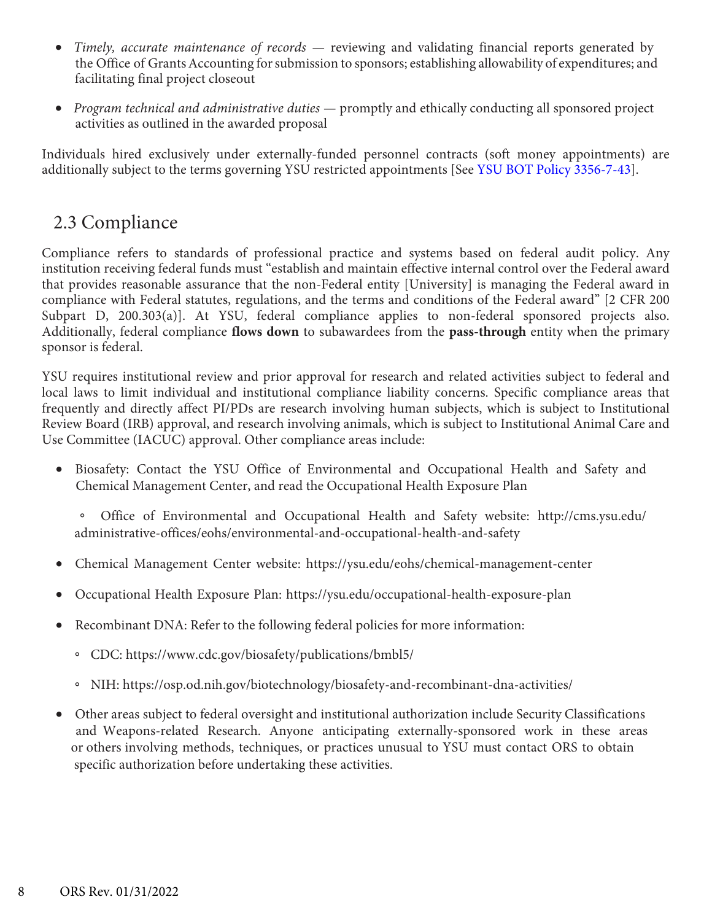- *Timely, accurate maintenance of records* — reviewing and validating financial reports generated by the Office of Grants Accounting for submission to sponsors; establishing allowability of expenditures; and facilitating final project closeout

- *Program technical and administrative duties* — promptly and ethically conducting all sponsored project activities as outlined in the awarded proposal

Individuals hired exclusively under externally-funded personnel contracts (soft money appointments) are additionally subject to the terms governing YSU restricted appointments [See YSU BOT Policy 3356-7-43].

## 2.3 Compliance

Compliance refers to standards of professional practice and systems based on federal audit policy. Any institution receiving federal funds must "establish and maintain effective internal control over the Federal award that provides reasonable assurance that the non-Federal entity [University] is managing the Federal award in compliance with Federal statutes, regulations, and the terms and conditions of the Federal award" [2 CFR 200 Subpart D, 200.303(a)]. At YSU, federal compliance applies to non-federal sponsored projects also. Additionally, federal compliance **flows down** to subawardees from the **pass-through** entity when the primary sponsor is federal.

YSU requires institutional review and prior approval for research and related activities subject to federal and local laws to limit individual and institutional compliance liability concerns. Specific compliance areas that frequently and directly affect PI/PDs are research involving human subjects, which is subject to Institutional Review Board (IRB) approval, and research involving animals, which is subject to Institutional Animal Care and Use Committee (IACUC) approval. Other compliance areas include:

- Biosafety: Contact the YSU Office of Environmental and Occupational Health and Safety and Chemical Management Center, and read the Occupational Health Exposure Plan
    - Office of Environmental and Occupational Health and Safety website: http://cms.ysu.edu/administrative-offices/eohs/environmental-and-occupational-health-and-safety
- Chemical Management Center website: https://ysu.edu/eohs/chemical-management-center
- Occupational Health Exposure Plan: https://ysu.edu/occupational-health-exposure-plan
- Recombinant DNA: Refer to the following federal policies for more information:
    - CDC: https://www.cdc.gov/biosafety/publications/bmbl5/
    - NIH: https://osp.od.nih.gov/biotechnology/biosafety-and-recombinant-dna-activities/
- Other areas subject to federal oversight and institutional authorization include Security Classifications and Weapons-related Research. Anyone anticipating externally-sponsored work in these areas or others involving methods, techniques, or practices unusual to YSU must contact ORS to obtain specific authorization before undertaking these activities.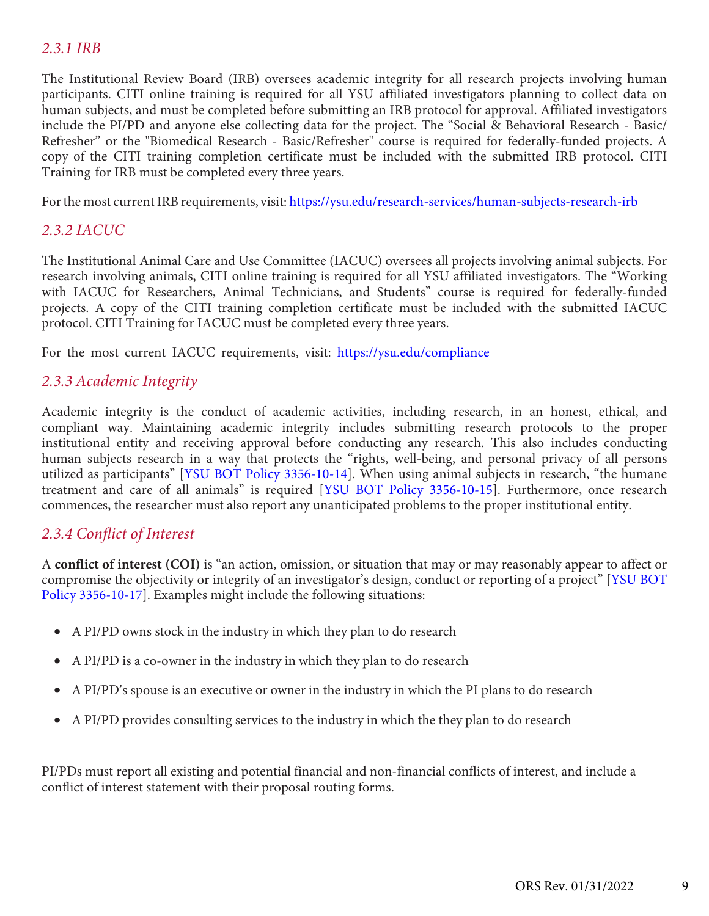### *2.3.1 IRB*

The Institutional Review Board (IRB) oversees academic integrity for all research projects involving human participants. CITI online training is required for all YSU affiliated investigators planning to collect data on human subjects, and must be completed before submitting an IRB protocol for approval. Affiliated investigators include the PI/PD and anyone else collecting data for the project. The "Social & Behavioral Research - Basic/Refresher" or the "Biomedical Research - Basic/Refresher" course is required for federally-funded projects. A copy of the CITI training completion certificate must be included with the submitted IRB protocol. CITI Training for IRB must be completed every three years.

For the most current IRB requirements, visit: https://ysu.edu/research-services/human-subjects-research-irb

### *2.3.2 IACUC*

The Institutional Animal Care and Use Committee (IACUC) oversees all projects involving animal subjects. For research involving animals, CITI online training is required for all YSU affiliated investigators. The "Working with IACUC for Researchers, Animal Technicians, and Students" course is required for federally-funded projects. A copy of the CITI training completion certificate must be included with the submitted IACUC protocol. CITI Training for IACUC must be completed every three years.

For the most current IACUC requirements, visit: https://ysu.edu/compliance

### *2.3.3 Academic Integrity*

Academic integrity is the conduct of academic activities, including research, in an honest, ethical, and compliant way. Maintaining academic integrity includes submitting research protocols to the proper institutional entity and receiving approval before conducting any research. This also includes conducting human subjects research in a way that protects the "rights, well-being, and personal privacy of all persons utilized as participants" [YSU BOT Policy 3356-10-14]. When using animal subjects in research, "the humane treatment and care of all animals" is required [YSU BOT Policy 3356-10-15]. Furthermore, once research commences, the researcher must also report any unanticipated problems to the proper institutional entity.

### *2.3.4 Conflict of Interest*

A **conflict of interest (COI)** is "an action, omission, or situation that may or may reasonably appear to affect or compromise the objectivity or integrity of an investigator's design, conduct or reporting of a project" [YSU BOT Policy 3356-10-17]. Examples might include the following situations:

- A PI/PD owns stock in the industry in which they plan to do research
- A PI/PD is a co-owner in the industry in which they plan to do research
- A PI/PD's spouse is an executive or owner in the industry in which the PI plans to do research
- A PI/PD provides consulting services to the industry in which the they plan to do research

PI/PDs must report all existing and potential financial and non-financial conflicts of interest, and include a conflict of interest statement with their proposal routing forms.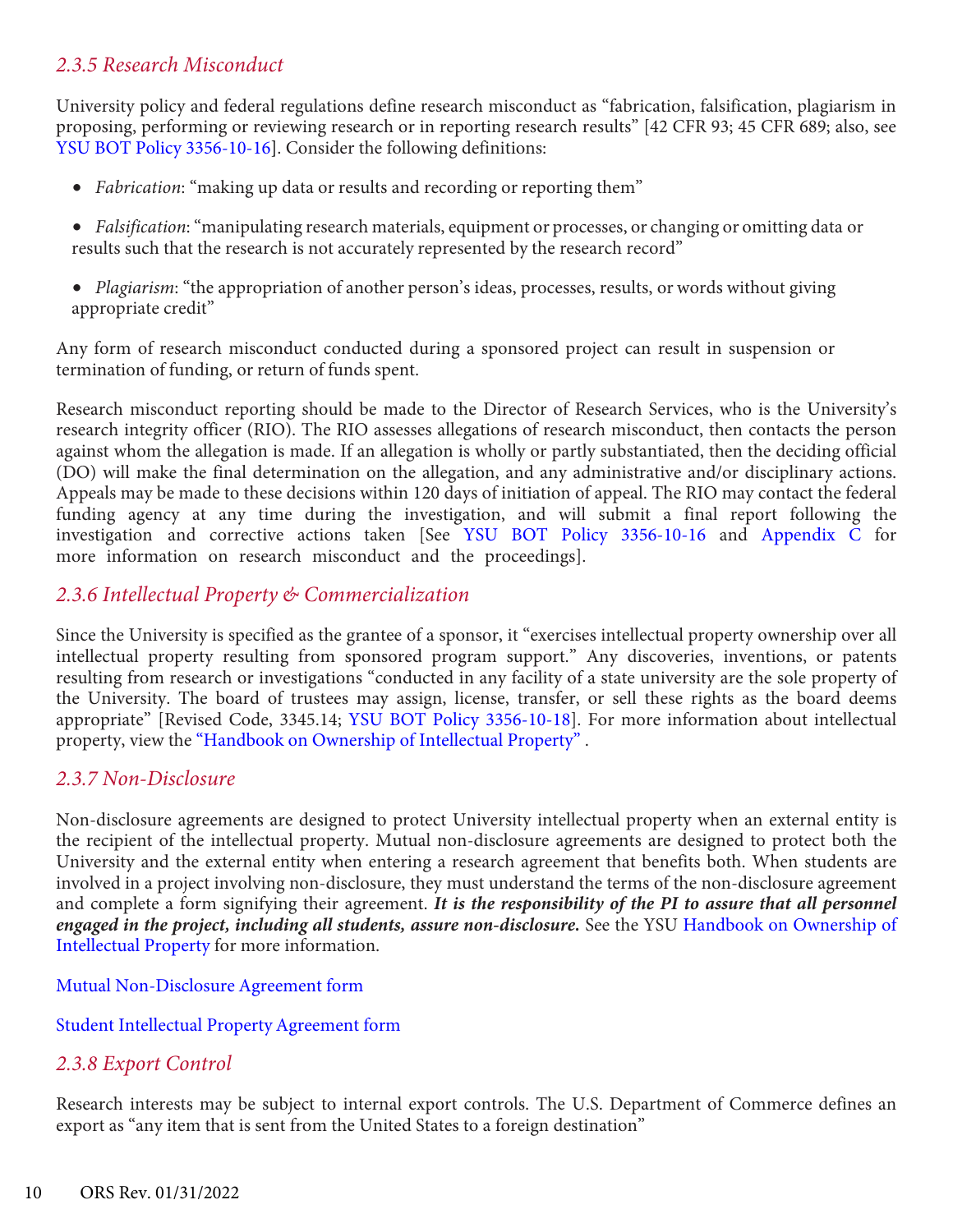### *2.3.5 Research Misconduct*

University policy and federal regulations define research misconduct as "fabrication, falsification, plagiarism in proposing, performing or reviewing research or in reporting research results" [42 CFR 93; 45 CFR 689; also, see YSU BOT Policy 3356-10-16]. Consider the following definitions:

- *Fabrication*: "making up data or results and recording or reporting them"
- *Falsification*: "manipulating research materials, equipment or processes, or changing or omitting data or results such that the research is not accurately represented by the research record"
- *Plagiarism*: "the appropriation of another person's ideas, processes, results, or words without giving appropriate credit"

Any form of research misconduct conducted during a sponsored project can result in suspension or termination of funding, or return of funds spent.

Research misconduct reporting should be made to the Director of Research Services, who is the University's research integrity officer (RIO). The RIO assesses allegations of research misconduct, then contacts the person against whom the allegation is made. If an allegation is wholly or partly substantiated, then the deciding official (DO) will make the final determination on the allegation, and any administrative and/or disciplinary actions. Appeals may be made to these decisions within 120 days of initiation of appeal. The RIO may contact the federal funding agency at any time during the investigation, and will submit a final report following the investigation and corrective actions taken [See YSU BOT Policy 3356-10-16 and Appendix C for more information on research misconduct and the proceedings].

### *2.3.6 Intellectual Property & Commercialization*

Since the University is specified as the grantee of a sponsor, it "exercises intellectual property ownership over all intellectual property resulting from sponsored program support." Any discoveries, inventions, or patents resulting from research or investigations "conducted in any facility of a state university are the sole property of the University. The board of trustees may assign, license, transfer, or sell these rights as the board deems appropriate" [Revised Code, 3345.14; YSU BOT Policy 3356-10-18]. For more information about intellectual property, view the "Handbook on Ownership of Intellectual Property" .

### *2.3.7 Non-Disclosure*

Non-disclosure agreements are designed to protect University intellectual property when an external entity is the recipient of the intellectual property. Mutual non-disclosure agreements are designed to protect both the University and the external entity when entering a research agreement that benefits both. When students are involved in a project involving non-disclosure, they must understand the terms of the non-disclosure agreement and complete a form signifying their agreement. ***It is the responsibility of the PI to assure that all personnel engaged in the project, including all students, assure non-disclosure.*** See the YSU Handbook on Ownership of Intellectual Property for more information.

Mutual Non-Disclosure Agreement form

Student Intellectual Property Agreement form

### *2.3.8 Export Control*

Research interests may be subject to internal export controls. The U.S. Department of Commerce defines an export as "any item that is sent from the United States to a foreign destination"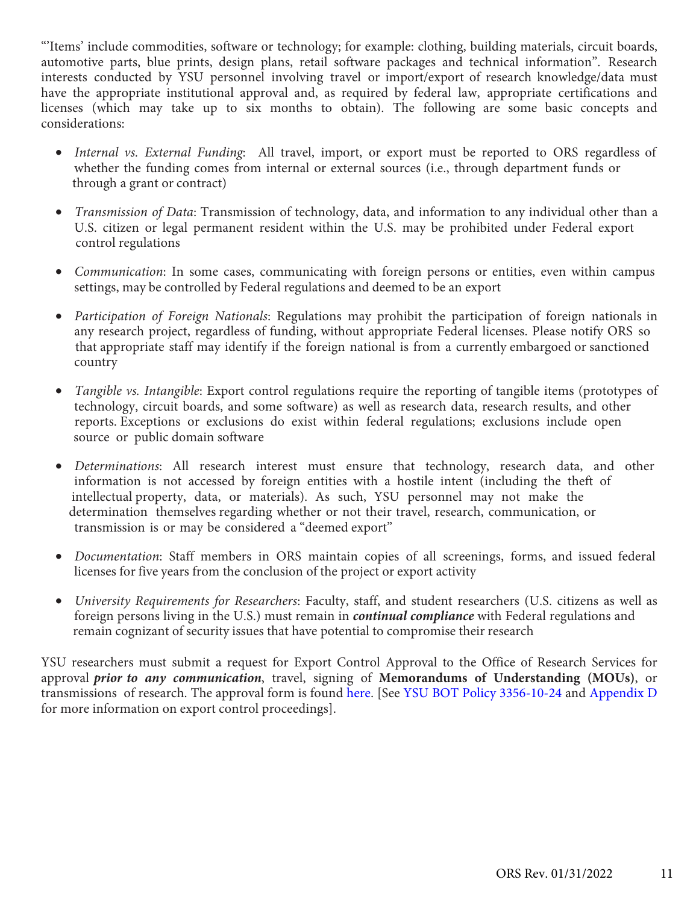"'Items' include commodities, software or technology; for example: clothing, building materials, circuit boards, automotive parts, blue prints, design plans, retail software packages and technical information". Research interests conducted by YSU personnel involving travel or import/export of research knowledge/data must have the appropriate institutional approval and, as required by federal law, appropriate certifications and licenses (which may take up to six months to obtain). The following are some basic concepts and considerations:

- *Internal vs. External Funding*: All travel, import, or export must be reported to ORS regardless of whether the funding comes from internal or external sources (i.e., through department funds or through a grant or contract)
- *Transmission of Data*: Transmission of technology, data, and information to any individual other than a U.S. citizen or legal permanent resident within the U.S. may be prohibited under Federal export control regulations
- *Communication*: In some cases, communicating with foreign persons or entities, even within campus settings, may be controlled by Federal regulations and deemed to be an export
- *Participation of Foreign Nationals*: Regulations may prohibit the participation of foreign nationals in any research project, regardless of funding, without appropriate Federal licenses. Please notify ORS so that appropriate staff may identify if the foreign national is from a currently embargoed or sanctioned country
- *Tangible vs. Intangible*: Export control regulations require the reporting of tangible items (prototypes of technology, circuit boards, and some software) as well as research data, research results, and other reports. Exceptions or exclusions do exist within federal regulations; exclusions include open source or public domain software
- *Determinations*: All research interest must ensure that technology, research data, and other information is not accessed by foreign entities with a hostile intent (including the theft of intellectual property, data, or materials). As such, YSU personnel may not make the determination themselves regarding whether or not their travel, research, communication, or transmission is or may be considered a "deemed export"
- *Documentation*: Staff members in ORS maintain copies of all screenings, forms, and issued federal licenses for five years from the conclusion of the project or export activity
- *University Requirements for Researchers*: Faculty, staff, and student researchers (U.S. citizens as well as foreign persons living in the U.S.) must remain in ***continual compliance*** with Federal regulations and remain cognizant of security issues that have potential to compromise their research

YSU researchers must submit a request for Export Control Approval to the Office of Research Services for approval ***prior to any communication***, travel, signing of **Memorandums of Understanding (MOUs)**, or transmissions of research. The approval form is found here. [See YSU BOT Policy 3356-10-24 and Appendix D for more information on export control proceedings].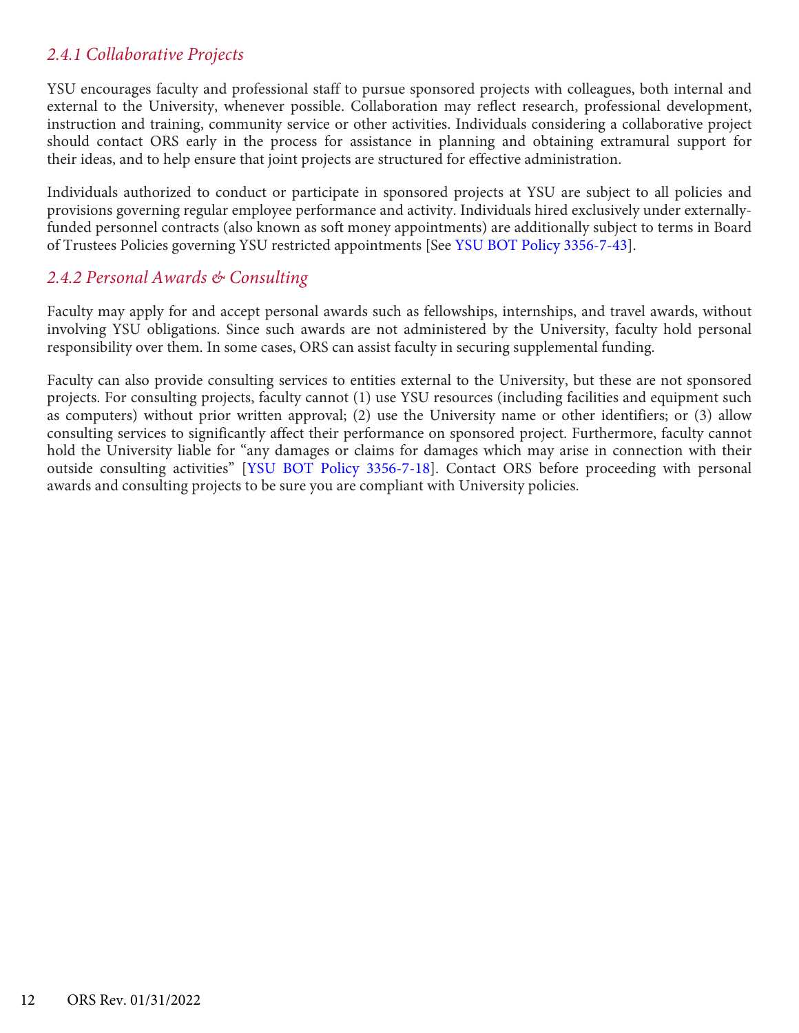### *2.4.1 Collaborative Projects*

YSU encourages faculty and professional staff to pursue sponsored projects with colleagues, both internal and external to the University, whenever possible. Collaboration may reflect research, professional development, instruction and training, community service or other activities. Individuals considering a collaborative project should contact ORS early in the process for assistance in planning and obtaining extramural support for their ideas, and to help ensure that joint projects are structured for effective administration.

Individuals authorized to conduct or participate in sponsored projects at YSU are subject to all policies and provisions governing regular employee performance and activity. Individuals hired exclusively under externally-funded personnel contracts (also known as soft money appointments) are additionally subject to terms in Board of Trustees Policies governing YSU restricted appointments [See YSU BOT Policy 3356-7-43].

### *2.4.2 Personal Awards & Consulting*

Faculty may apply for and accept personal awards such as fellowships, internships, and travel awards, without involving YSU obligations. Since such awards are not administered by the University, faculty hold personal responsibility over them. In some cases, ORS can assist faculty in securing supplemental funding.

Faculty can also provide consulting services to entities external to the University, but these are not sponsored projects. For consulting projects, faculty cannot (1) use YSU resources (including facilities and equipment such as computers) without prior written approval; (2) use the University name or other identifiers; or (3) allow consulting services to significantly affect their performance on sponsored project. Furthermore, faculty cannot hold the University liable for "any damages or claims for damages which may arise in connection with their outside consulting activities" [YSU BOT Policy 3356-7-18]. Contact ORS before proceeding with personal awards and consulting projects to be sure you are compliant with University policies.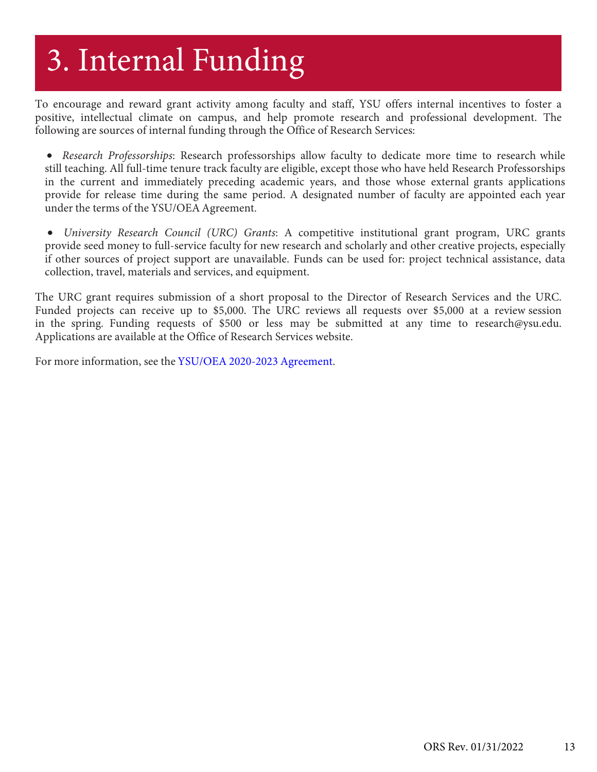# 3. Internal Funding

To encourage and reward grant activity among faculty and staff, YSU offers internal incentives to foster a positive, intellectual climate on campus, and help promote research and professional development. The following are sources of internal funding through the Office of Research Services:

- *Research Professorships*: Research professorships allow faculty to dedicate more time to research while still teaching. All full-time tenure track faculty are eligible, except those who have held Research Professorships in the current and immediately preceding academic years, and those whose external grants applications provide for release time during the same period. A designated number of faculty are appointed each year under the terms of the YSU/OEA Agreement.

- *University Research Council (URC) Grants*: A competitive institutional grant program, URC grants provide seed money to full-service faculty for new research and scholarly and other creative projects, especially if other sources of project support are unavailable. Funds can be used for: project technical assistance, data collection, travel, materials and services, and equipment.

The URC grant requires submission of a short proposal to the Director of Research Services and the URC. Funded projects can receive up to $5,000. The URC reviews all requests over $5,000 at a review session in the spring. Funding requests of $500 or less may be submitted at any time to research@ysu.edu. Applications are available at the Office of Research Services website.

For more information, see the YSU/OEA 2020-2023 Agreement.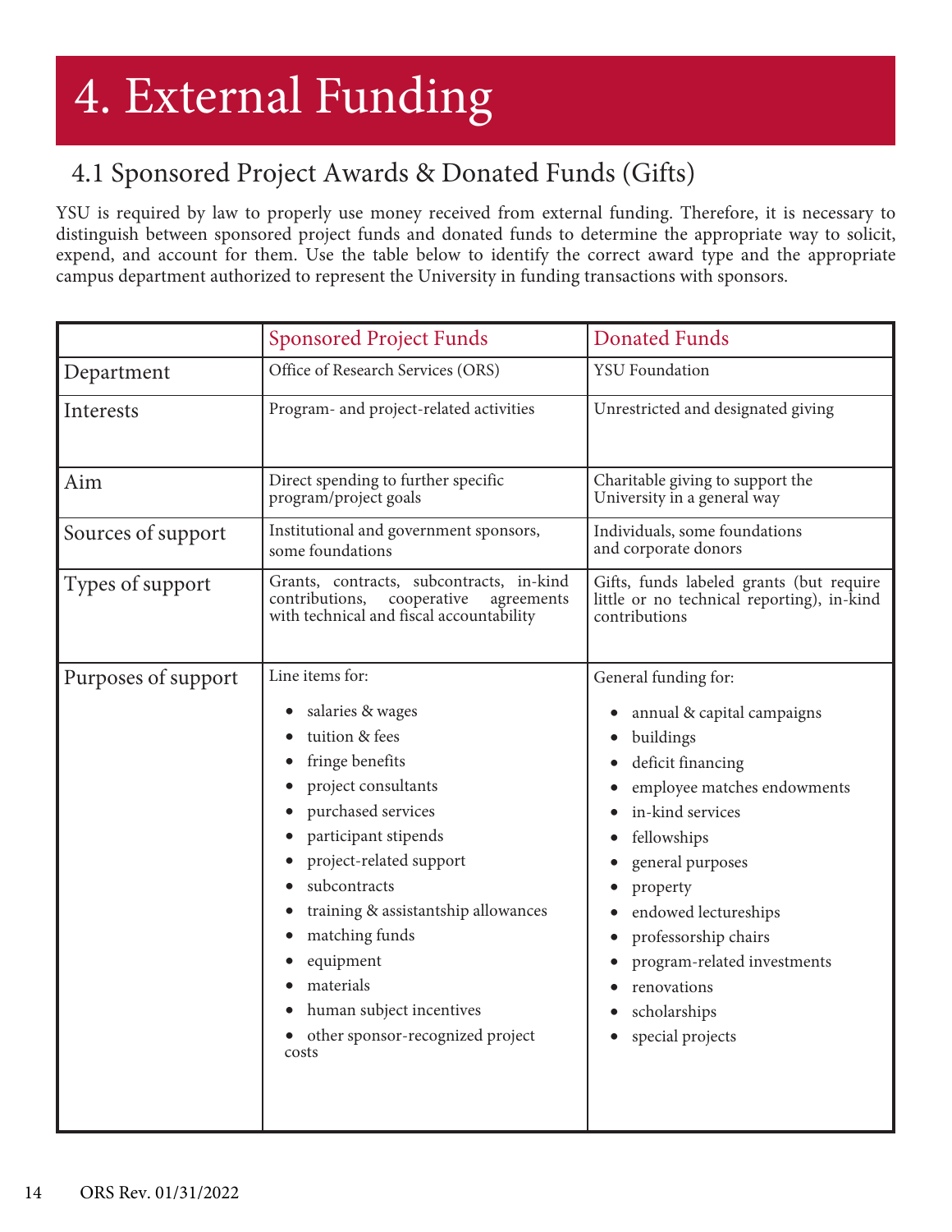# 4. External Funding

## 4.1 Sponsored Project Awards & Donated Funds (Gifts)

YSU is required by law to properly use money received from external funding. Therefore, it is necessary to distinguish between sponsored project funds and donated funds to determine the appropriate way to solicit, expend, and account for them. Use the table below to identify the correct award type and the appropriate campus department authorized to represent the University in funding transactions with sponsors.

| | Sponsored Project Funds | Donated Funds |
|---|---|---|
| Department | Office of Research Services (ORS) | YSU Foundation |
| Interests | Program- and project-related activities | Unrestricted and designated giving |
| Aim | Direct spending to further specific program/project goals | Charitable giving to support the University in a general way |
| Sources of support | Institutional and government sponsors, some foundations | Individuals, some foundations and corporate donors |
| Types of support | Grants, contracts, subcontracts, in-kind contributions, cooperative agreements with technical and fiscal accountability | Gifts, funds labeled grants (but require little or no technical reporting), in-kind contributions |
| Purposes of support | Line items for:<br>• salaries & wages<br>• tuition & fees<br>• fringe benefits<br>• project consultants<br>• purchased services<br>• participant stipends<br>• project-related support<br>• subcontracts<br>• training & assistantship allowances<br>• matching funds<br>• equipment<br>• materials<br>• human subject incentives<br>• other sponsor-recognized project costs | General funding for:<br>• annual & capital campaigns<br>• buildings<br>• deficit financing<br>• employee matches endowments<br>• in-kind services<br>• fellowships<br>• general purposes<br>• property<br>• endowed lectureships<br>• professorship chairs<br>• program-related investments<br>• renovations<br>• scholarships<br>• special projects |

ORS Rev. 01/31/2022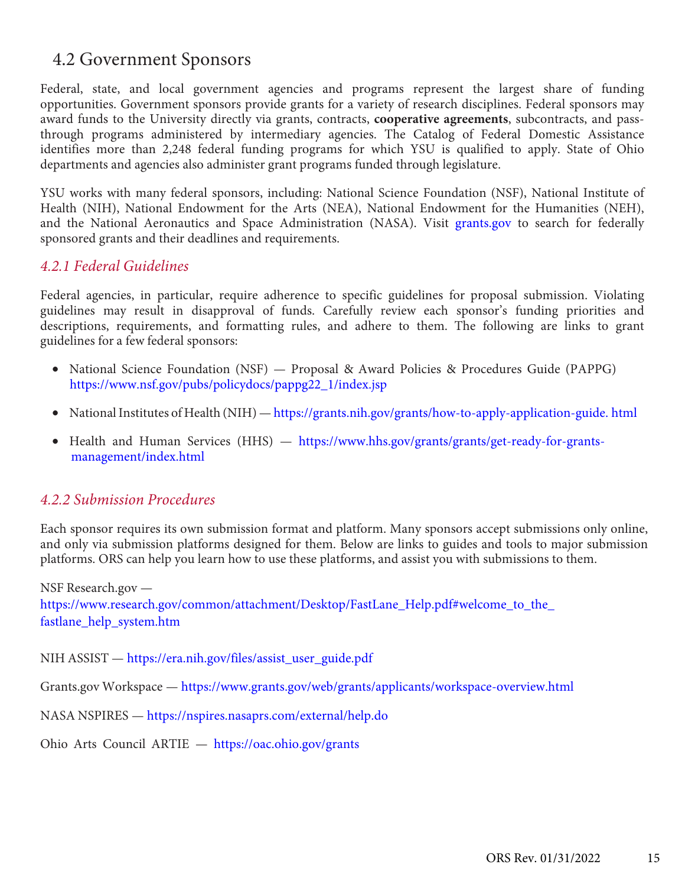## 4.2 Government Sponsors

Federal, state, and local government agencies and programs represent the largest share of funding opportunities. Government sponsors provide grants for a variety of research disciplines. Federal sponsors may award funds to the University directly via grants, contracts, **cooperative agreements**, subcontracts, and pass-through programs administered by intermediary agencies. The Catalog of Federal Domestic Assistance identifies more than 2,248 federal funding programs for which YSU is qualified to apply. State of Ohio departments and agencies also administer grant programs funded through legislature.

YSU works with many federal sponsors, including: National Science Foundation (NSF), National Institute of Health (NIH), National Endowment for the Arts (NEA), National Endowment for the Humanities (NEH), and the National Aeronautics and Space Administration (NASA). Visit grants.gov to search for federally sponsored grants and their deadlines and requirements.

### *4.2.1 Federal Guidelines*

Federal agencies, in particular, require adherence to specific guidelines for proposal submission. Violating guidelines may result in disapproval of funds. Carefully review each sponsor's funding priorities and descriptions, requirements, and formatting rules, and adhere to them. The following are links to grant guidelines for a few federal sponsors:

- National Science Foundation (NSF) — Proposal & Award Policies & Procedures Guide (PAPPG) https://www.nsf.gov/pubs/policydocs/pappg22_1/index.jsp
- National Institutes of Health (NIH) — https://grants.nih.gov/grants/how-to-apply-application-guide. html
- Health and Human Services (HHS) — https://www.hhs.gov/grants/grants/get-ready-for-grants-management/index.html

### *4.2.2 Submission Procedures*

Each sponsor requires its own submission format and platform. Many sponsors accept submissions only online, and only via submission platforms designed for them. Below are links to guides and tools to major submission platforms. ORS can help you learn how to use these platforms, and assist you with submissions to them.

NSF Research.gov — https://www.research.gov/common/attachment/Desktop/FastLane_Help.pdf#welcome_to_the_fastlane_help_system.htm

NIH ASSIST — https://era.nih.gov/files/assist_user_guide.pdf

Grants.gov Workspace — https://www.grants.gov/web/grants/applicants/workspace-overview.html

NASA NSPIRES — https://nspires.nasaprs.com/external/help.do

Ohio Arts Council ARTIE — https://oac.ohio.gov/grants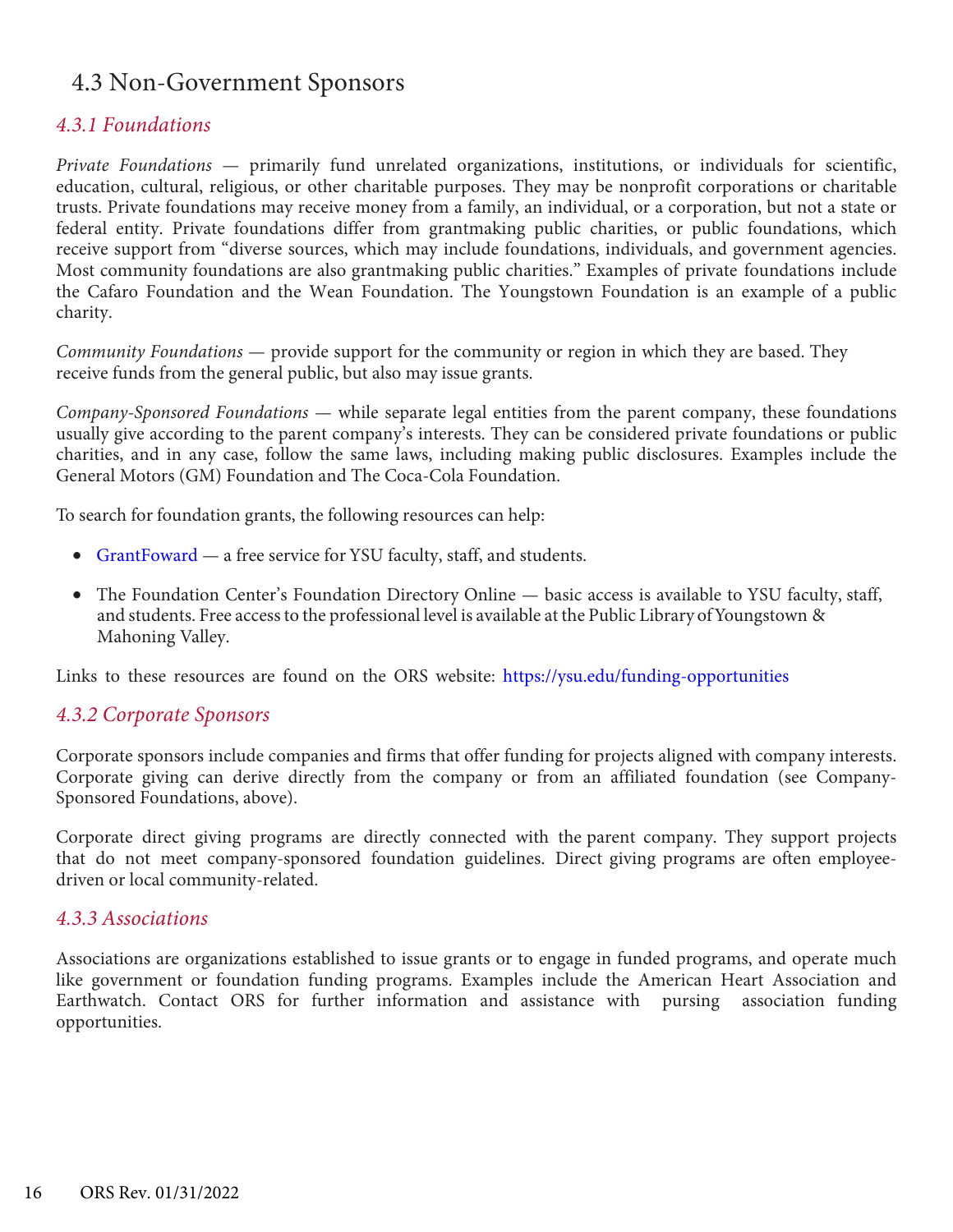## 4.3 Non-Government Sponsors

### *4.3.1 Foundations*

*Private Foundations* — primarily fund unrelated organizations, institutions, or individuals for scientific, education, cultural, religious, or other charitable purposes. They may be nonprofit corporations or charitable trusts. Private foundations may receive money from a family, an individual, or a corporation, but not a state or federal entity. Private foundations differ from grantmaking public charities, or public foundations, which receive support from "diverse sources, which may include foundations, individuals, and government agencies. Most community foundations are also grantmaking public charities." Examples of private foundations include the Cafaro Foundation and the Wean Foundation. The Youngstown Foundation is an example of a public charity.

*Community Foundations* — provide support for the community or region in which they are based. They receive funds from the general public, but also may issue grants.

*Company-Sponsored Foundations* — while separate legal entities from the parent company, these foundations usually give according to the parent company's interests. They can be considered private foundations or public charities, and in any case, follow the same laws, including making public disclosures. Examples include the General Motors (GM) Foundation and The Coca-Cola Foundation.

To search for foundation grants, the following resources can help:

- GrantFoward — a free service for YSU faculty, staff, and students.
- The Foundation Center's Foundation Directory Online — basic access is available to YSU faculty, staff, and students. Free access to the professional level is available at the Public Library of Youngstown & Mahoning Valley.

Links to these resources are found on the ORS website: https://ysu.edu/funding-opportunities

### *4.3.2 Corporate Sponsors*

Corporate sponsors include companies and firms that offer funding for projects aligned with company interests. Corporate giving can derive directly from the company or from an affiliated foundation (see Company-Sponsored Foundations, above).

Corporate direct giving programs are directly connected with the parent company. They support projects that do not meet company-sponsored foundation guidelines. Direct giving programs are often employee-driven or local community-related.

### *4.3.3 Associations*

Associations are organizations established to issue grants or to engage in funded programs, and operate much like government or foundation funding programs. Examples include the American Heart Association and Earthwatch. Contact ORS for further information and assistance with pursing association funding opportunities.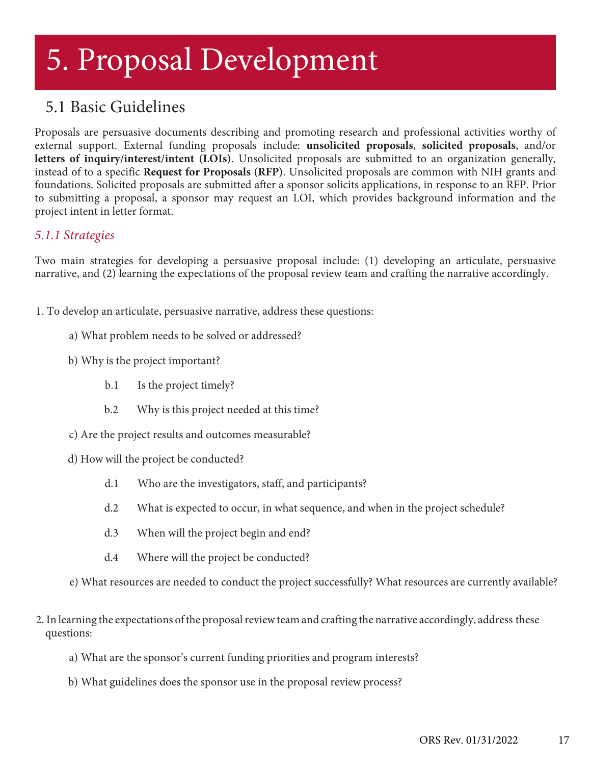// Omitted footer "ORS Rev. 01/31/2022" and page number.
# 5. Proposal Development

## 5.1 Basic Guidelines

Proposals are persuasive documents describing and promoting research and professional activities worthy of external support. External funding proposals include: **unsolicited proposals**, **solicited proposals**, and/or **letters of inquiry/interest/intent (LOIs)**. Unsolicited proposals are submitted to an organization generally, instead of to a specific **Request for Proposals (RFP)**. Unsolicited proposals are common with NIH grants and foundations. Solicited proposals are submitted after a sponsor solicits applications, in response to an RFP. Prior to submitting a proposal, a sponsor may request an LOI, which provides background information and the project intent in letter format.

### *5.1.1 Strategies*

Two main strategies for developing a persuasive proposal include: (1) developing an articulate, persuasive narrative, and (2) learning the expectations of the proposal review team and crafting the narrative accordingly.

1. To develop an articulate, persuasive narrative, address these questions:

   a) What problem needs to be solved or addressed?

   b) Why is the project important?

      b.1 Is the project timely?

      b.2 Why is this project needed at this time?

   c) Are the project results and outcomes measurable?

   d) How will the project be conducted?

      d.1 Who are the investigators, staff, and participants?

      d.2 What is expected to occur, in what sequence, and when in the project schedule?

      d.3 When will the project begin and end?

      d.4 Where will the project be conducted?

   e) What resources are needed to conduct the project successfully? What resources are currently available?

2. In learning the expectations of the proposal review team and crafting the narrative accordingly, address these questions:

   a) What are the sponsor's current funding priorities and program interests?

   b) What guidelines does the sponsor use in the proposal review process?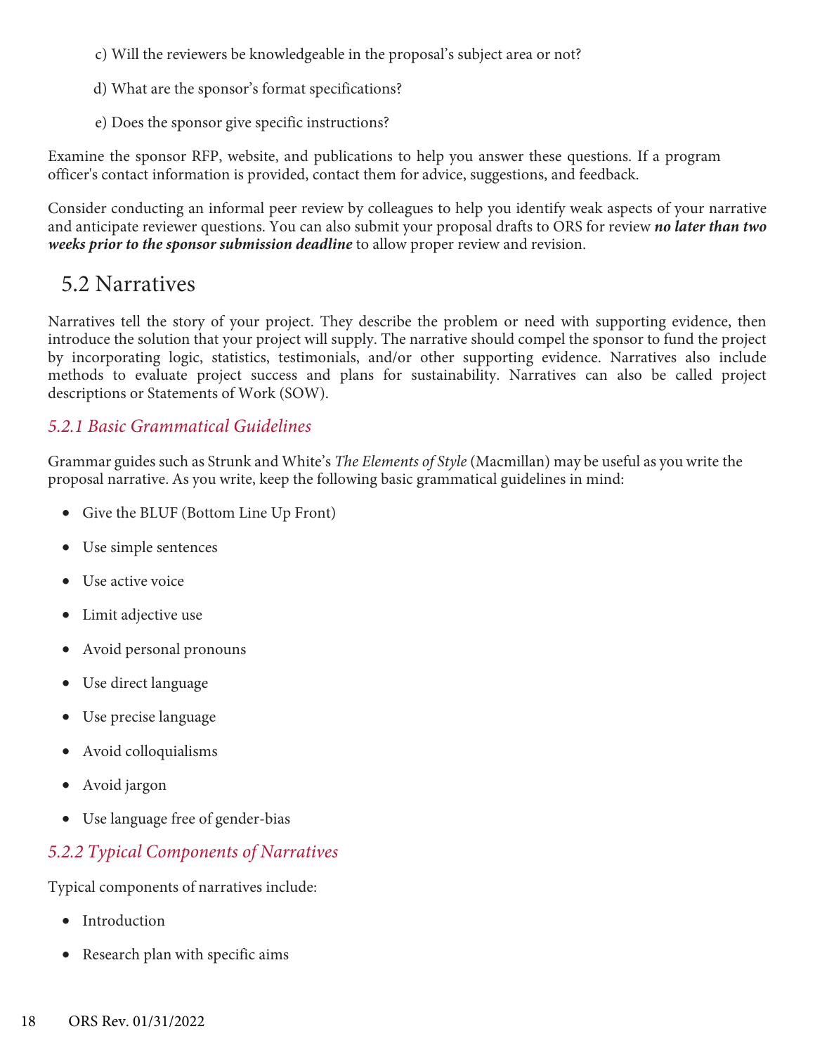c) Will the reviewers be knowledgeable in the proposal's subject area or not?

d) What are the sponsor's format specifications?

e) Does the sponsor give specific instructions?

Examine the sponsor RFP, website, and publications to help you answer these questions. If a program officer's contact information is provided, contact them for advice, suggestions, and feedback.

Consider conducting an informal peer review by colleagues to help you identify weak aspects of your narrative and anticipate reviewer questions. You can also submit your proposal drafts to ORS for review ***no later than two weeks prior to the sponsor submission deadline*** to allow proper review and revision.

## 5.2 Narratives

Narratives tell the story of your project. They describe the problem or need with supporting evidence, then introduce the solution that your project will supply. The narrative should compel the sponsor to fund the project by incorporating logic, statistics, testimonials, and/or other supporting evidence. Narratives also include methods to evaluate project success and plans for sustainability. Narratives can also be called project descriptions or Statements of Work (SOW).

### *5.2.1 Basic Grammatical Guidelines*

Grammar guides such as Strunk and White's *The Elements of Style* (Macmillan) may be useful as you write the proposal narrative. As you write, keep the following basic grammatical guidelines in mind:

- Give the BLUF (Bottom Line Up Front)
- Use simple sentences
- Use active voice
- Limit adjective use
- Avoid personal pronouns
- Use direct language
- Use precise language
- Avoid colloquialisms
- Avoid jargon
- Use language free of gender-bias

### *5.2.2 Typical Components of Narratives*

Typical components of narratives include:

- Introduction
- Research plan with specific aims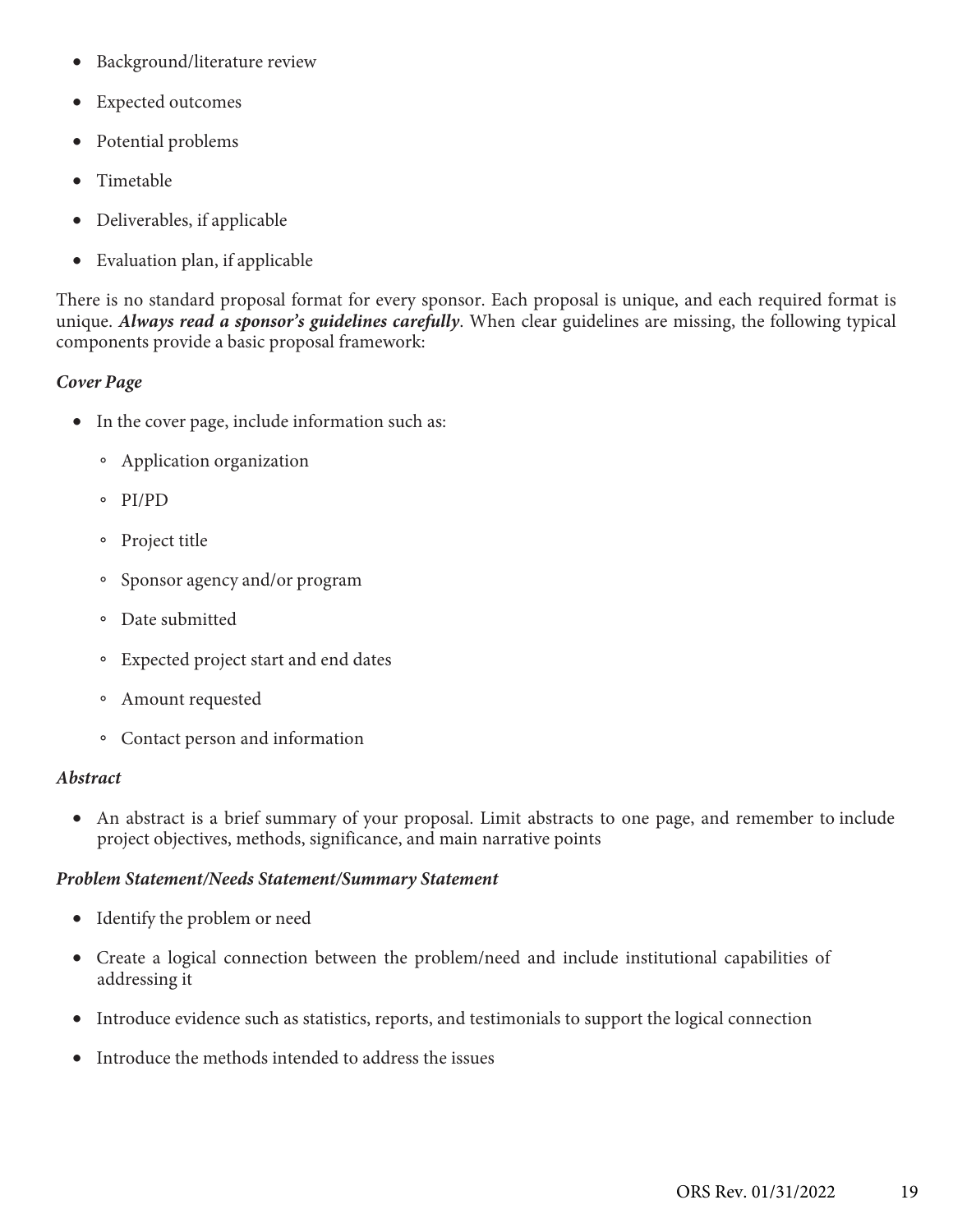- Background/literature review
- Expected outcomes
- Potential problems
- Timetable
- Deliverables, if applicable
- Evaluation plan, if applicable

There is no standard proposal format for every sponsor. Each proposal is unique, and each required format is unique. ***Always read a sponsor's guidelines carefully***. When clear guidelines are missing, the following typical components provide a basic proposal framework:

***Cover Page***

- In the cover page, include information such as:
    - Application organization
    - PI/PD
    - Project title
    - Sponsor agency and/or program
    - Date submitted
    - Expected project start and end dates
    - Amount requested
    - Contact person and information

***Abstract***

- An abstract is a brief summary of your proposal. Limit abstracts to one page, and remember to include project objectives, methods, significance, and main narrative points

***Problem Statement/Needs Statement/Summary Statement***

- Identify the problem or need
- Create a logical connection between the problem/need and include institutional capabilities of addressing it
- Introduce evidence such as statistics, reports, and testimonials to support the logical connection
- Introduce the methods intended to address the issues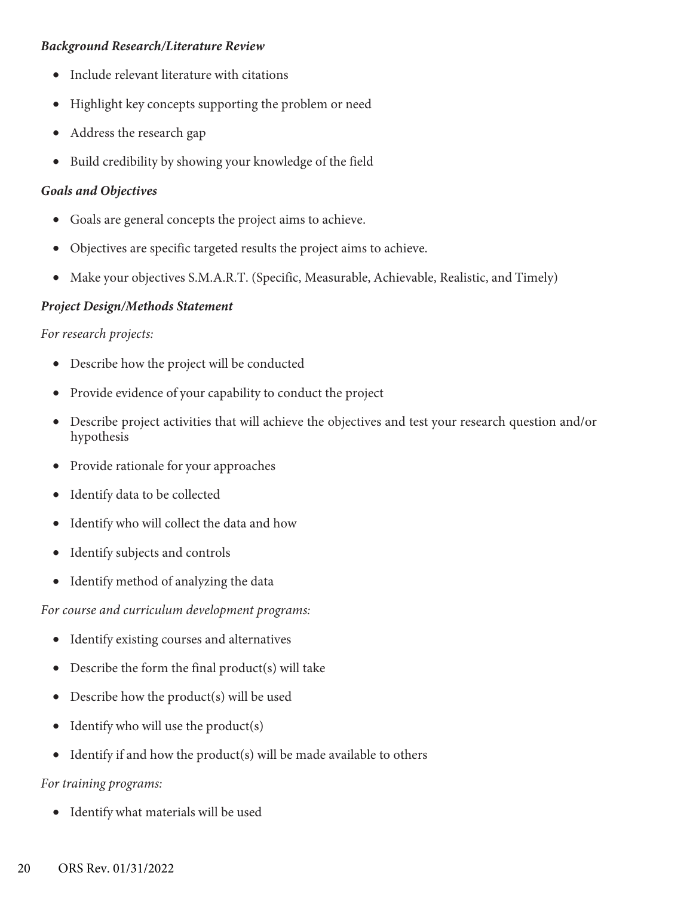***Background Research/Literature Review***

- Include relevant literature with citations
- Highlight key concepts supporting the problem or need
- Address the research gap
- Build credibility by showing your knowledge of the field

***Goals and Objectives***

- Goals are general concepts the project aims to achieve.
- Objectives are specific targeted results the project aims to achieve.
- Make your objectives S.M.A.R.T. (Specific, Measurable, Achievable, Realistic, and Timely)

***Project Design/Methods Statement***

*For research projects:*

- Describe how the project will be conducted
- Provide evidence of your capability to conduct the project
- Describe project activities that will achieve the objectives and test your research question and/or hypothesis
- Provide rationale for your approaches
- Identify data to be collected
- Identify who will collect the data and how
- Identify subjects and controls
- Identify method of analyzing the data

*For course and curriculum development programs:*

- Identify existing courses and alternatives
- Describe the form the final product(s) will take
- Describe how the product(s) will be used
- Identify who will use the product(s)
- Identify if and how the product(s) will be made available to others

*For training programs:*

- Identify what materials will be used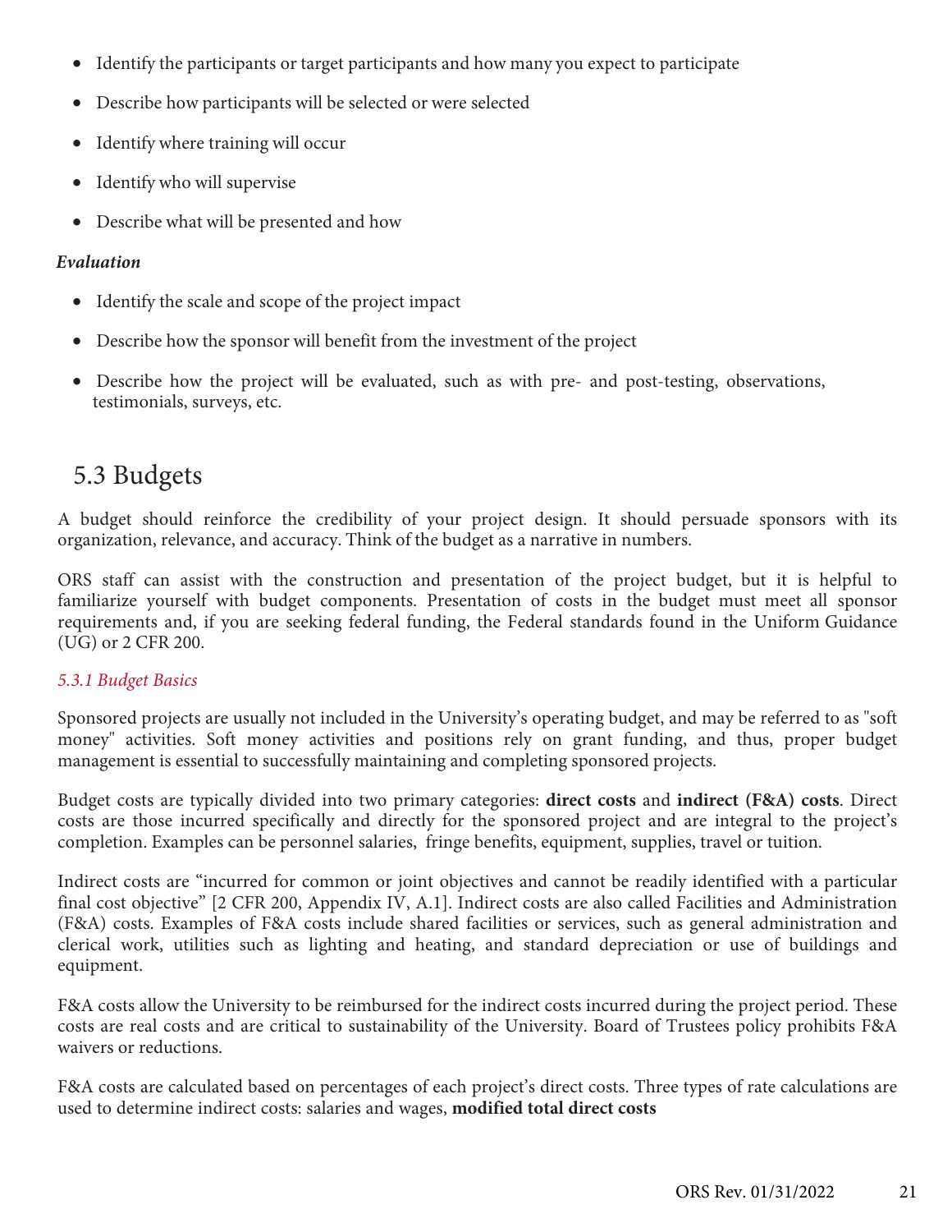- Identify the participants or target participants and how many you expect to participate
- Describe how participants will be selected or were selected
- Identify where training will occur
- Identify who will supervise
- Describe what will be presented and how

***Evaluation***

- Identify the scale and scope of the project impact
- Describe how the sponsor will benefit from the investment of the project
- Describe how the project will be evaluated, such as with pre- and post-testing, observations, testimonials, surveys, etc.

## 5.3 Budgets

A budget should reinforce the credibility of your project design. It should persuade sponsors with its organization, relevance, and accuracy. Think of the budget as a narrative in numbers.

ORS staff can assist with the construction and presentation of the project budget, but it is helpful to familiarize yourself with budget components. Presentation of costs in the budget must meet all sponsor requirements and, if you are seeking federal funding, the Federal standards found in the Uniform Guidance (UG) or 2 CFR 200.

### *5.3.1 Budget Basics*

Sponsored projects are usually not included in the University's operating budget, and may be referred to as "soft money" activities. Soft money activities and positions rely on grant funding, and thus, proper budget management is essential to successfully maintaining and completing sponsored projects.

Budget costs are typically divided into two primary categories: **direct costs** and **indirect (F&A) costs**. Direct costs are those incurred specifically and directly for the sponsored project and are integral to the project's completion. Examples can be personnel salaries, fringe benefits, equipment, supplies, travel or tuition.

Indirect costs are "incurred for common or joint objectives and cannot be readily identified with a particular final cost objective" [2 CFR 200, Appendix IV, A.1]. Indirect costs are also called Facilities and Administration (F&A) costs. Examples of F&A costs include shared facilities or services, such as general administration and clerical work, utilities such as lighting and heating, and standard depreciation or use of buildings and equipment.

F&A costs allow the University to be reimbursed for the indirect costs incurred during the project period. These costs are real costs and are critical to sustainability of the University. Board of Trustees policy prohibits F&A waivers or reductions.

F&A costs are calculated based on percentages of each project's direct costs. Three types of rate calculations are used to determine indirect costs: salaries and wages, **modified total direct costs**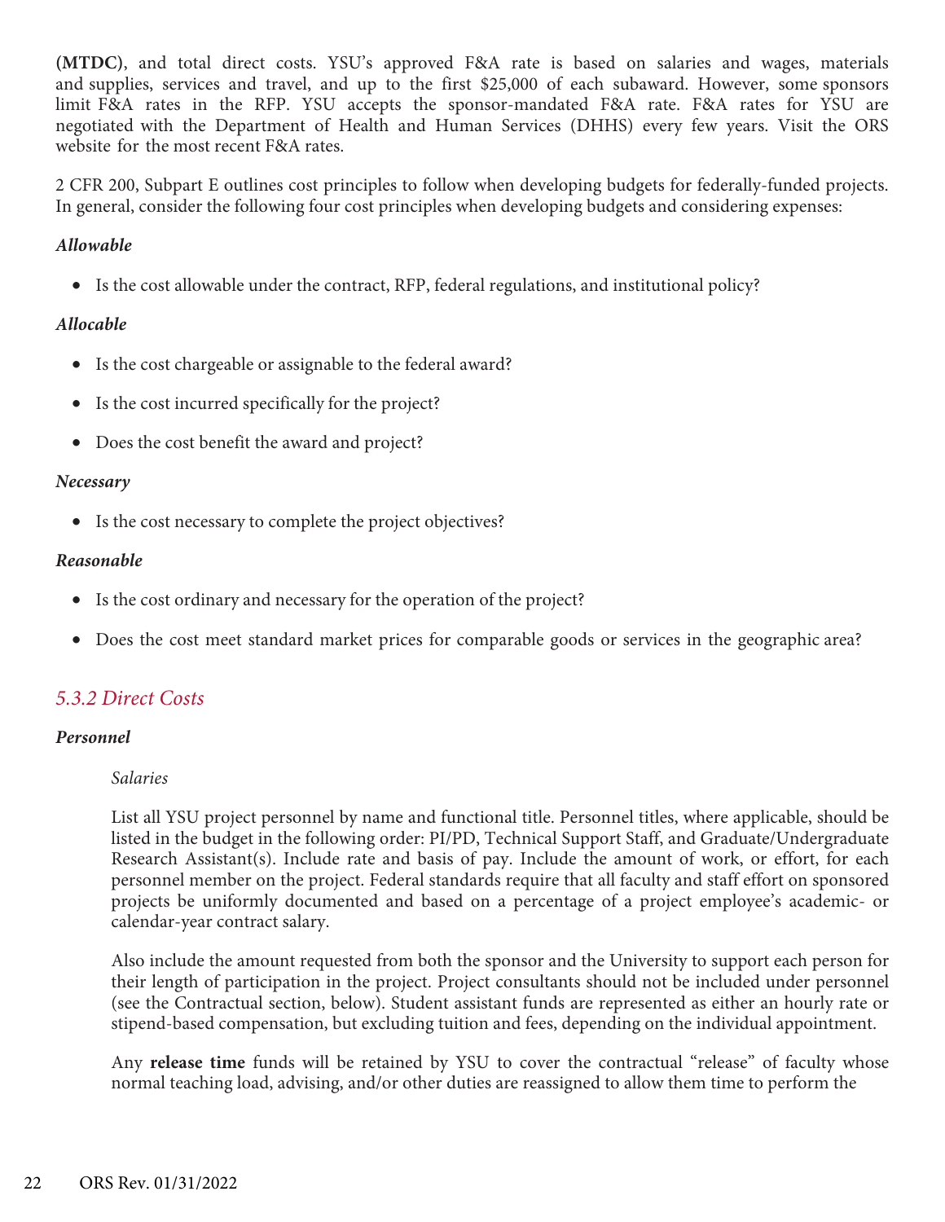**(MTDC)**, and total direct costs. YSU's approved F&A rate is based on salaries and wages, materials and supplies, services and travel, and up to the first $25,000 of each subaward. However, some sponsors limit F&A rates in the RFP. YSU accepts the sponsor-mandated F&A rate. F&A rates for YSU are negotiated with the Department of Health and Human Services (DHHS) every few years. Visit the ORS website for the most recent F&A rates.

2 CFR 200, Subpart E outlines cost principles to follow when developing budgets for federally-funded projects. In general, consider the following four cost principles when developing budgets and considering expenses:

***Allowable***

- Is the cost allowable under the contract, RFP, federal regulations, and institutional policy?

***Allocable***

- Is the cost chargeable or assignable to the federal award?
- Is the cost incurred specifically for the project?
- Does the cost benefit the award and project?

***Necessary***

- Is the cost necessary to complete the project objectives?

***Reasonable***

- Is the cost ordinary and necessary for the operation of the project?
- Does the cost meet standard market prices for comparable goods or services in the geographic area?

### *5.3.2 Direct Costs*

***Personnel***

*Salaries*

List all YSU project personnel by name and functional title. Personnel titles, where applicable, should be listed in the budget in the following order: PI/PD, Technical Support Staff, and Graduate/Undergraduate Research Assistant(s). Include rate and basis of pay. Include the amount of work, or effort, for each personnel member on the project. Federal standards require that all faculty and staff effort on sponsored projects be uniformly documented and based on a percentage of a project employee's academic- or calendar-year contract salary.

Also include the amount requested from both the sponsor and the University to support each person for their length of participation in the project. Project consultants should not be included under personnel (see the Contractual section, below). Student assistant funds are represented as either an hourly rate or stipend-based compensation, but excluding tuition and fees, depending on the individual appointment.

Any **release time** funds will be retained by YSU to cover the contractual "release" of faculty whose normal teaching load, advising, and/or other duties are reassigned to allow them time to perform the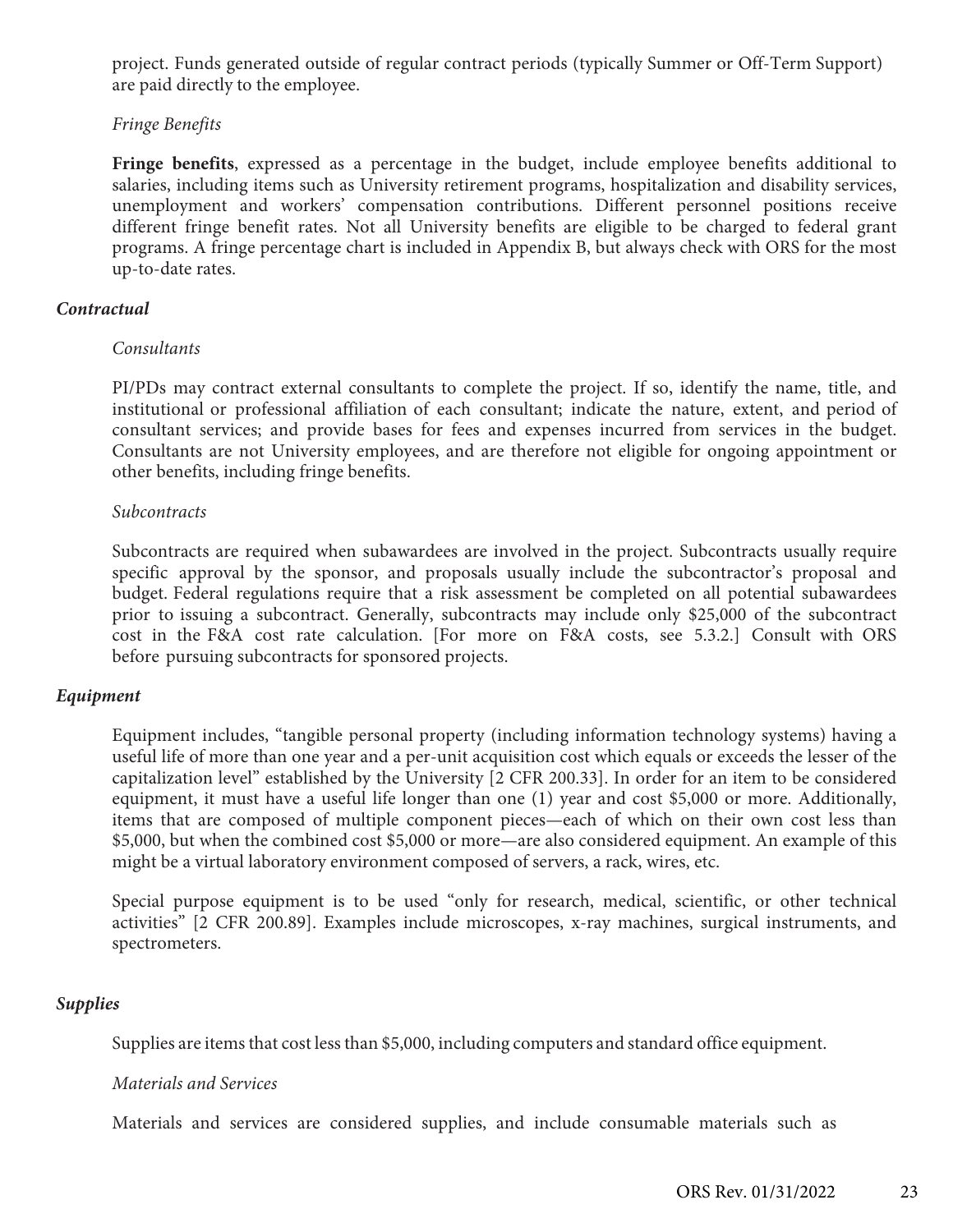project. Funds generated outside of regular contract periods (typically Summer or Off-Term Support) are paid directly to the employee.

*Fringe Benefits*

**Fringe benefits**, expressed as a percentage in the budget, include employee benefits additional to salaries, including items such as University retirement programs, hospitalization and disability services, unemployment and workers' compensation contributions. Different personnel positions receive different fringe benefit rates. Not all University benefits are eligible to be charged to federal grant programs. A fringe percentage chart is included in Appendix B, but always check with ORS for the most up-to-date rates.

### ***Contractual***

*Consultants*

PI/PDs may contract external consultants to complete the project. If so, identify the name, title, and institutional or professional affiliation of each consultant; indicate the nature, extent, and period of consultant services; and provide bases for fees and expenses incurred from services in the budget. Consultants are not University employees, and are therefore not eligible for ongoing appointment or other benefits, including fringe benefits.

*Subcontracts*

Subcontracts are required when subawardees are involved in the project. Subcontracts usually require specific approval by the sponsor, and proposals usually include the subcontractor's proposal and budget. Federal regulations require that a risk assessment be completed on all potential subawardees prior to issuing a subcontract. Generally, subcontracts may include only $25,000 of the subcontract cost in the F&A cost rate calculation. [For more on F&A costs, see 5.3.2.] Consult with ORS before pursuing subcontracts for sponsored projects.

### ***Equipment***

Equipment includes, "tangible personal property (including information technology systems) having a useful life of more than one year and a per-unit acquisition cost which equals or exceeds the lesser of the capitalization level" established by the University [2 CFR 200.33]. In order for an item to be considered equipment, it must have a useful life longer than one (1) year and cost $5,000 or more. Additionally, items that are composed of multiple component pieces—each of which on their own cost less than $5,000, but when the combined cost $5,000 or more—are also considered equipment. An example of this might be a virtual laboratory environment composed of servers, a rack, wires, etc.

Special purpose equipment is to be used "only for research, medical, scientific, or other technical activities" [2 CFR 200.89]. Examples include microscopes, x-ray machines, surgical instruments, and spectrometers.

### ***Supplies***

Supplies are items that cost less than $5,000, including computers and standard office equipment.

*Materials and Services*

Materials and services are considered supplies, and include consumable materials such as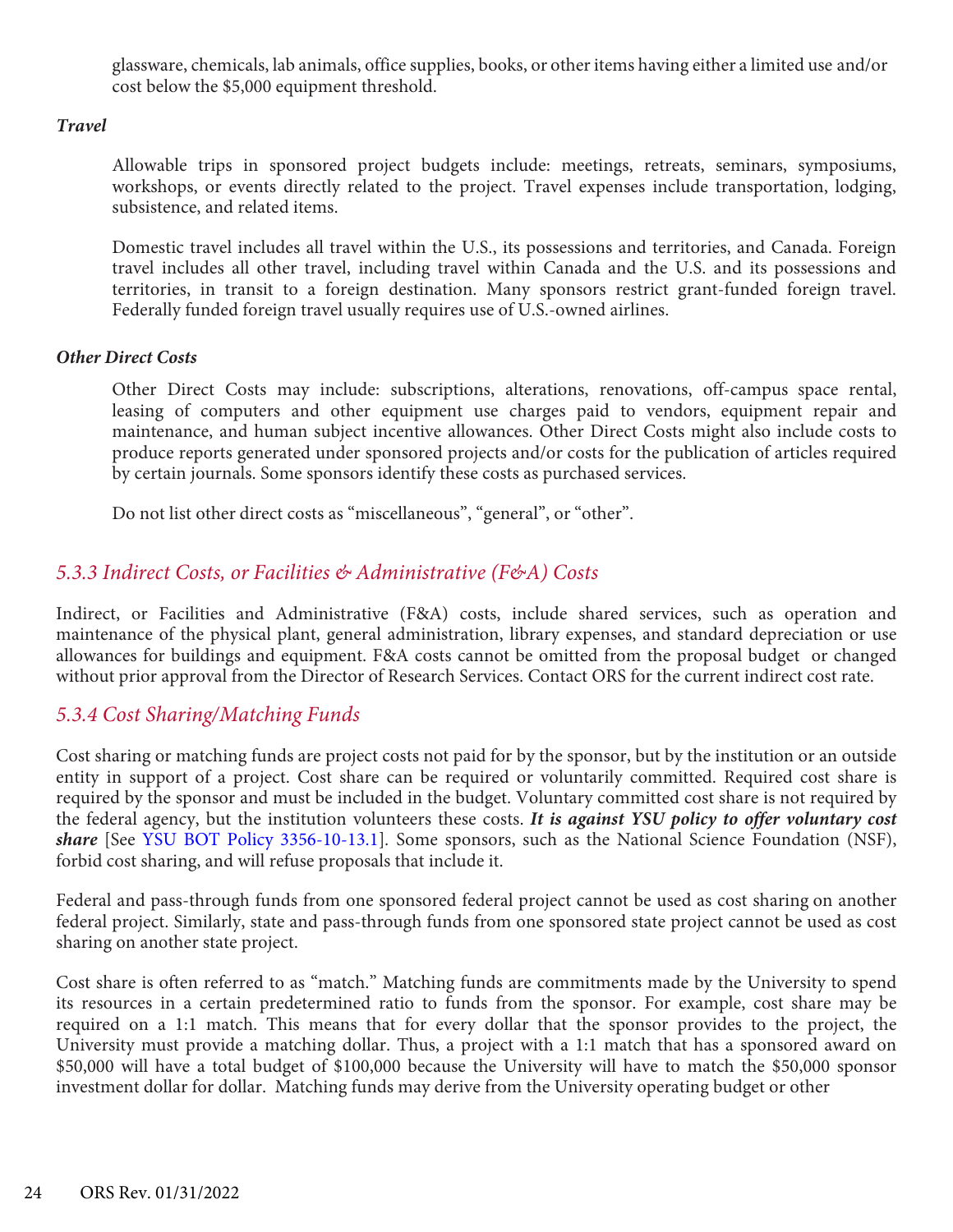glassware, chemicals, lab animals, office supplies, books, or other items having either a limited use and/or cost below the $5,000 equipment threshold.

***Travel***

Allowable trips in sponsored project budgets include: meetings, retreats, seminars, symposiums, workshops, or events directly related to the project. Travel expenses include transportation, lodging, subsistence, and related items.

Domestic travel includes all travel within the U.S., its possessions and territories, and Canada. Foreign travel includes all other travel, including travel within Canada and the U.S. and its possessions and territories, in transit to a foreign destination. Many sponsors restrict grant-funded foreign travel. Federally funded foreign travel usually requires use of U.S.-owned airlines.

***Other Direct Costs***

Other Direct Costs may include: subscriptions, alterations, renovations, off-campus space rental, leasing of computers and other equipment use charges paid to vendors, equipment repair and maintenance, and human subject incentive allowances. Other Direct Costs might also include costs to produce reports generated under sponsored projects and/or costs for the publication of articles required by certain journals. Some sponsors identify these costs as purchased services.

Do not list other direct costs as "miscellaneous", "general", or "other".

### *5.3.3 Indirect Costs, or Facilities & Administrative (F&A) Costs*

Indirect, or Facilities and Administrative (F&A) costs, include shared services, such as operation and maintenance of the physical plant, general administration, library expenses, and standard depreciation or use allowances for buildings and equipment. F&A costs cannot be omitted from the proposal budget or changed without prior approval from the Director of Research Services. Contact ORS for the current indirect cost rate.

### *5.3.4 Cost Sharing/Matching Funds*

Cost sharing or matching funds are project costs not paid for by the sponsor, but by the institution or an outside entity in support of a project. Cost share can be required or voluntarily committed. Required cost share is required by the sponsor and must be included in the budget. Voluntary committed cost share is not required by the federal agency, but the institution volunteers these costs. ***It is against YSU policy to offer voluntary cost share*** [See YSU BOT Policy 3356-10-13.1]. Some sponsors, such as the National Science Foundation (NSF), forbid cost sharing, and will refuse proposals that include it.

Federal and pass-through funds from one sponsored federal project cannot be used as cost sharing on another federal project. Similarly, state and pass-through funds from one sponsored state project cannot be used as cost sharing on another state project.

Cost share is often referred to as "match." Matching funds are commitments made by the University to spend its resources in a certain predetermined ratio to funds from the sponsor. For example, cost share may be required on a 1:1 match. This means that for every dollar that the sponsor provides to the project, the University must provide a matching dollar. Thus, a project with a 1:1 match that has a sponsored award on $50,000 will have a total budget of $100,000 because the University will have to match the $50,000 sponsor investment dollar for dollar. Matching funds may derive from the University operating budget or other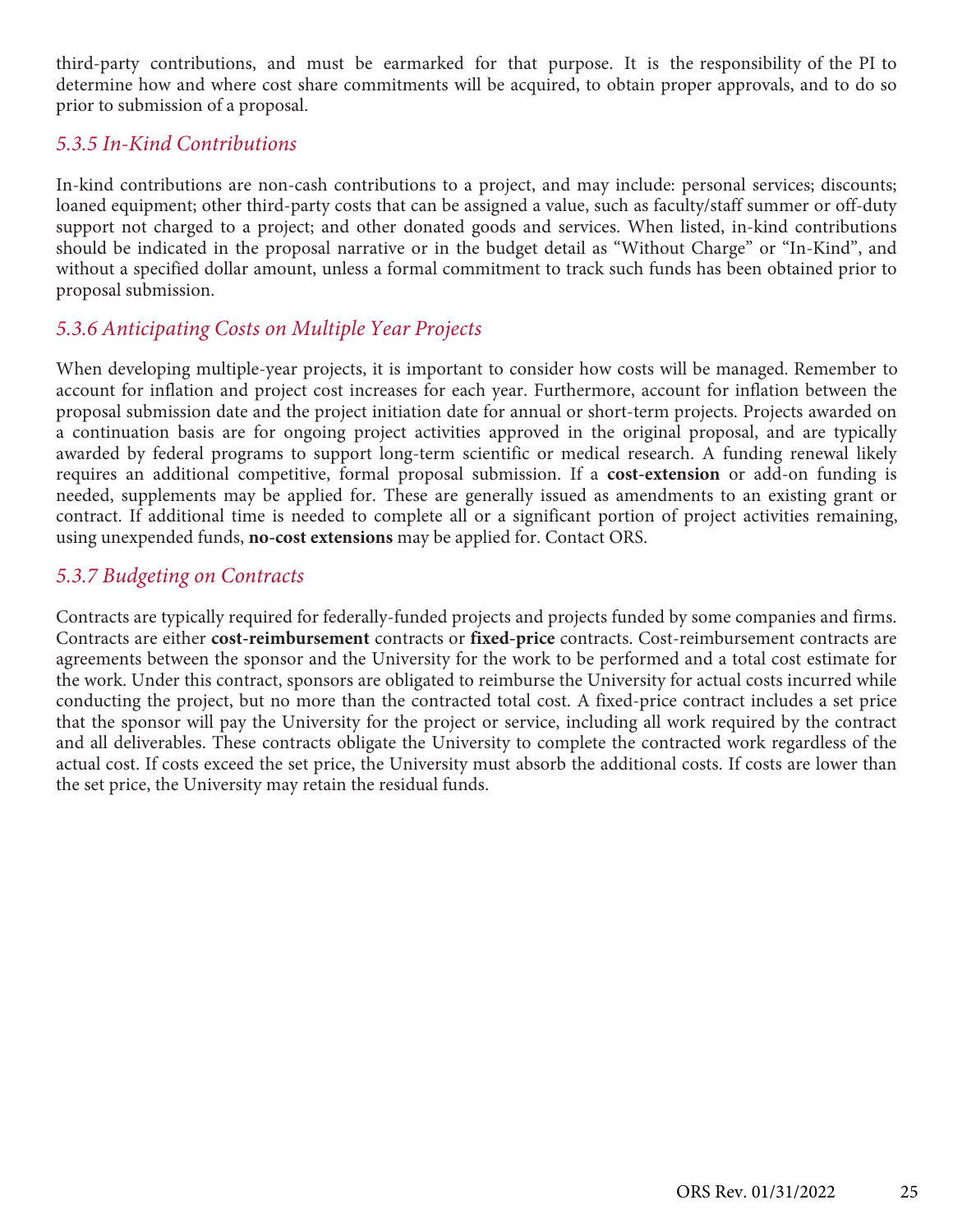third-party contributions, and must be earmarked for that purpose. It is the responsibility of the PI to determine how and where cost share commitments will be acquired, to obtain proper approvals, and to do so prior to submission of a proposal.

### *5.3.5 In-Kind Contributions*

In-kind contributions are non-cash contributions to a project, and may include: personal services; discounts; loaned equipment; other third-party costs that can be assigned a value, such as faculty/staff summer or off-duty support not charged to a project; and other donated goods and services. When listed, in-kind contributions should be indicated in the proposal narrative or in the budget detail as "Without Charge" or "In-Kind", and without a specified dollar amount, unless a formal commitment to track such funds has been obtained prior to proposal submission.

### *5.3.6 Anticipating Costs on Multiple Year Projects*

When developing multiple-year projects, it is important to consider how costs will be managed. Remember to account for inflation and project cost increases for each year. Furthermore, account for inflation between the proposal submission date and the project initiation date for annual or short-term projects. Projects awarded on a continuation basis are for ongoing project activities approved in the original proposal, and are typically awarded by federal programs to support long-term scientific or medical research. A funding renewal likely requires an additional competitive, formal proposal submission. If a **cost-extension** or add-on funding is needed, supplements may be applied for. These are generally issued as amendments to an existing grant or contract. If additional time is needed to complete all or a significant portion of project activities remaining, using unexpended funds, **no-cost extensions** may be applied for. Contact ORS.

### *5.3.7 Budgeting on Contracts*

Contracts are typically required for federally-funded projects and projects funded by some companies and firms. Contracts are either **cost-reimbursement** contracts or **fixed-price** contracts. Cost-reimbursement contracts are agreements between the sponsor and the University for the work to be performed and a total cost estimate for the work. Under this contract, sponsors are obligated to reimburse the University for actual costs incurred while conducting the project, but no more than the contracted total cost. A fixed-price contract includes a set price that the sponsor will pay the University for the project or service, including all work required by the contract and all deliverables. These contracts obligate the University to complete the contracted work regardless of the actual cost. If costs exceed the set price, the University must absorb the additional costs. If costs are lower than the set price, the University may retain the residual funds.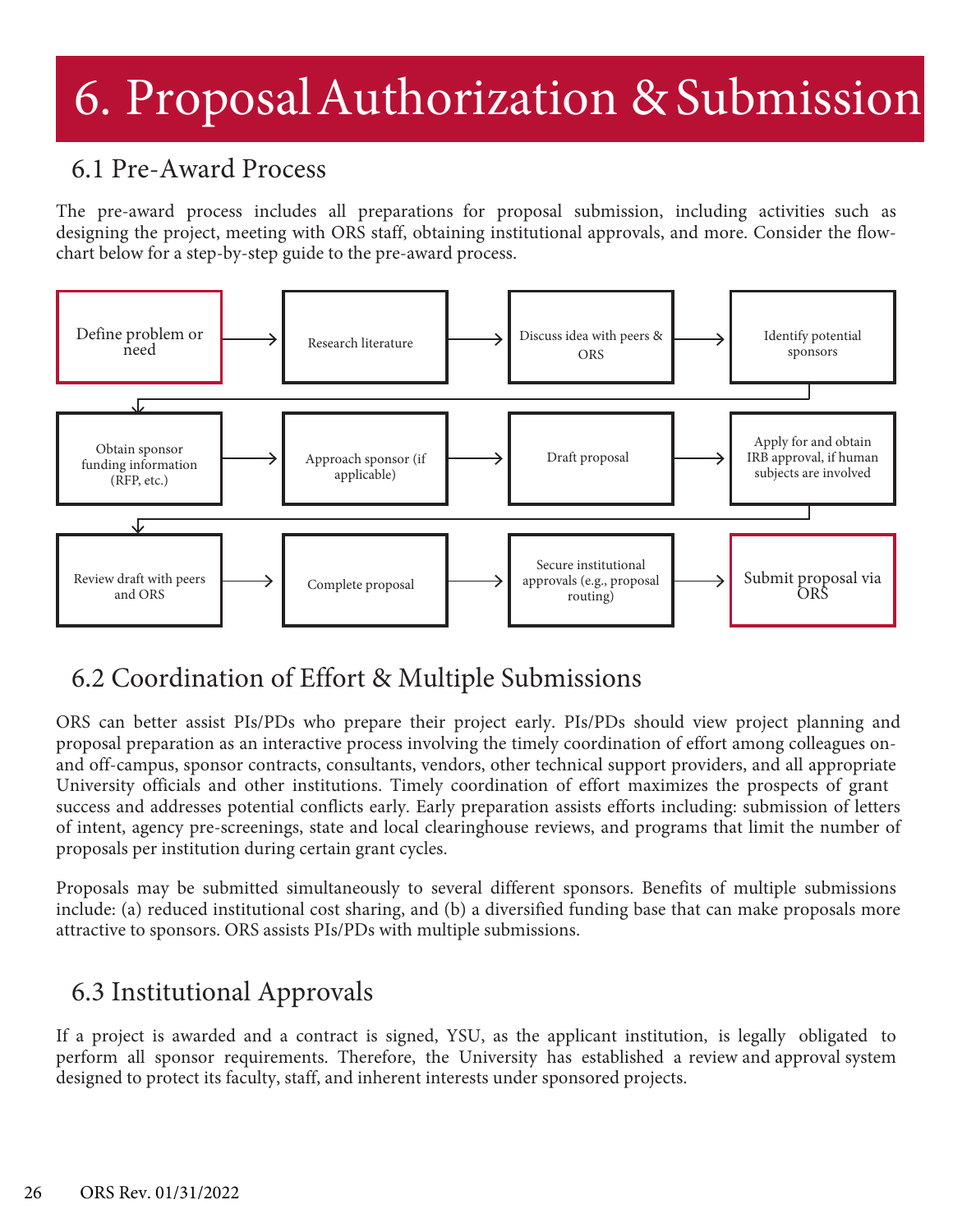# 6. Proposal Authorization & Submission

## 6.1 Pre-Award Process

The pre-award process includes all preparations for proposal submission, including activities such as designing the project, meeting with ORS staff, obtaining institutional approvals, and more. Consider the flow-chart below for a step-by-step guide to the pre-award process.

Define problem or need → Research literature → Discuss idea with peers & ORS → Identify potential sponsors

Obtain sponsor funding information (RFP, etc.) → Approach sponsor (if applicable) → Draft proposal → Apply for and obtain IRB approval, if human subjects are involved

Review draft with peers and ORS → Complete proposal → Secure institutional approvals (e.g., proposal routing) → Submit proposal via ORS

## 6.2 Coordination of Effort & Multiple Submissions

ORS can better assist PIs/PDs who prepare their project early. PIs/PDs should view project planning and proposal preparation as an interactive process involving the timely coordination of effort among colleagues on- and off-campus, sponsor contracts, consultants, vendors, other technical support providers, and all appropriate University officials and other institutions. Timely coordination of effort maximizes the prospects of grant success and addresses potential conflicts early. Early preparation assists efforts including: submission of letters of intent, agency pre-screenings, state and local clearinghouse reviews, and programs that limit the number of proposals per institution during certain grant cycles.

Proposals may be submitted simultaneously to several different sponsors. Benefits of multiple submissions include: (a) reduced institutional cost sharing, and (b) a diversified funding base that can make proposals more attractive to sponsors. ORS assists PIs/PDs with multiple submissions.

## 6.3 Institutional Approvals

If a project is awarded and a contract is signed, YSU, as the applicant institution, is legally obligated to perform all sponsor requirements. Therefore, the University has established a review and approval system designed to protect its faculty, staff, and inherent interests under sponsored projects.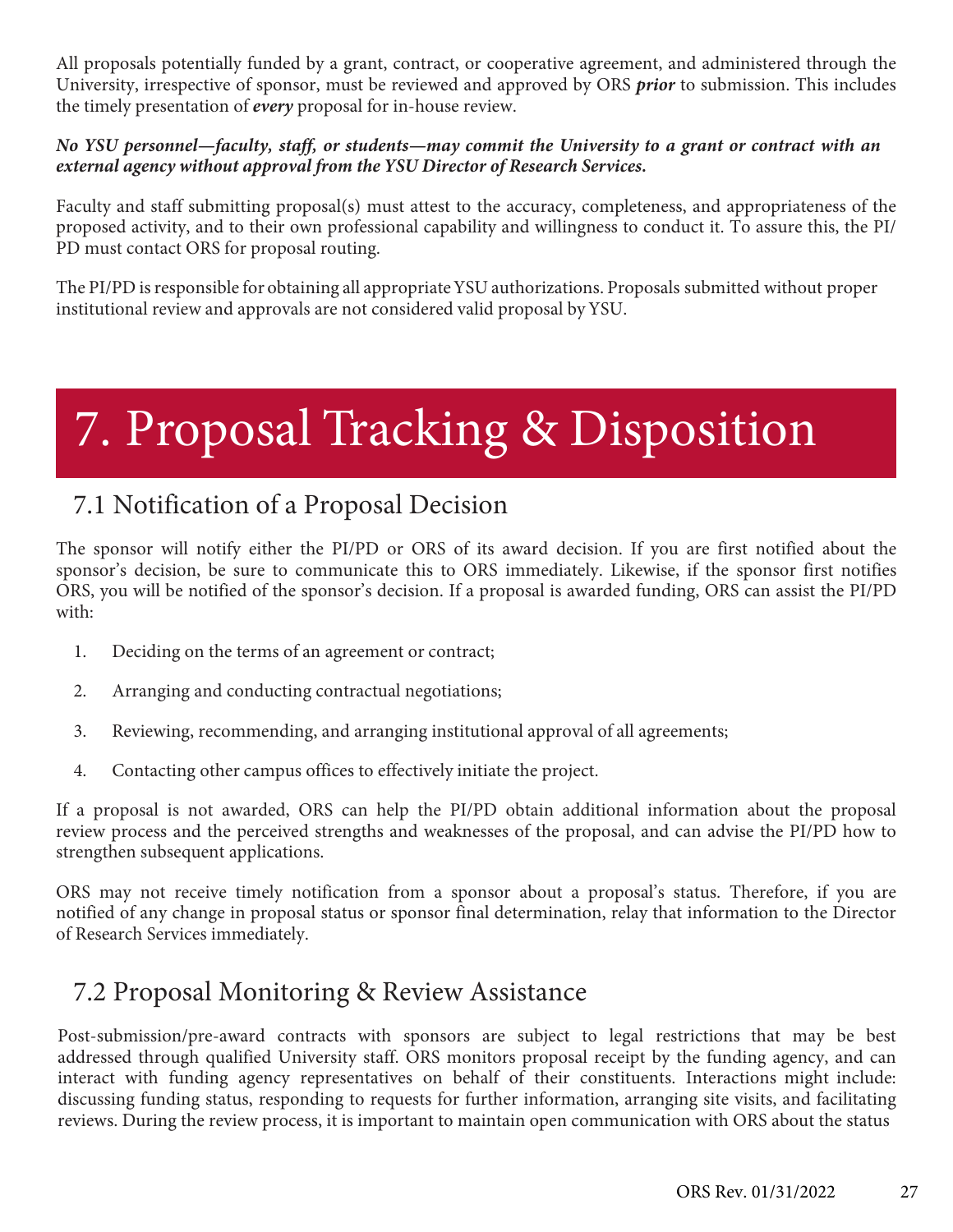All proposals potentially funded by a grant, contract, or cooperative agreement, and administered through the University, irrespective of sponsor, must be reviewed and approved by ORS ***prior*** to submission. This includes the timely presentation of ***every*** proposal for in-house review.

***No YSU personnel—faculty, staff, or students—may commit the University to a grant or contract with an external agency without approval from the YSU Director of Research Services.***

Faculty and staff submitting proposal(s) must attest to the accuracy, completeness, and appropriateness of the proposed activity, and to their own professional capability and willingness to conduct it. To assure this, the PI/PD must contact ORS for proposal routing.

The PI/PD is responsible for obtaining all appropriate YSU authorizations. Proposals submitted without proper institutional review and approvals are not considered valid proposal by YSU.

# 7. Proposal Tracking & Disposition

## 7.1 Notification of a Proposal Decision

The sponsor will notify either the PI/PD or ORS of its award decision. If you are first notified about the sponsor's decision, be sure to communicate this to ORS immediately. Likewise, if the sponsor first notifies ORS, you will be notified of the sponsor's decision. If a proposal is awarded funding, ORS can assist the PI/PD with:

1. Deciding on the terms of an agreement or contract;
2. Arranging and conducting contractual negotiations;
3. Reviewing, recommending, and arranging institutional approval of all agreements;
4. Contacting other campus offices to effectively initiate the project.

If a proposal is not awarded, ORS can help the PI/PD obtain additional information about the proposal review process and the perceived strengths and weaknesses of the proposal, and can advise the PI/PD how to strengthen subsequent applications.

ORS may not receive timely notification from a sponsor about a proposal's status. Therefore, if you are notified of any change in proposal status or sponsor final determination, relay that information to the Director of Research Services immediately.

## 7.2 Proposal Monitoring & Review Assistance

Post-submission/pre-award contracts with sponsors are subject to legal restrictions that may be best addressed through qualified University staff. ORS monitors proposal receipt by the funding agency, and can interact with funding agency representatives on behalf of their constituents. Interactions might include: discussing funding status, responding to requests for further information, arranging site visits, and facilitating reviews. During the review process, it is important to maintain open communication with ORS about the status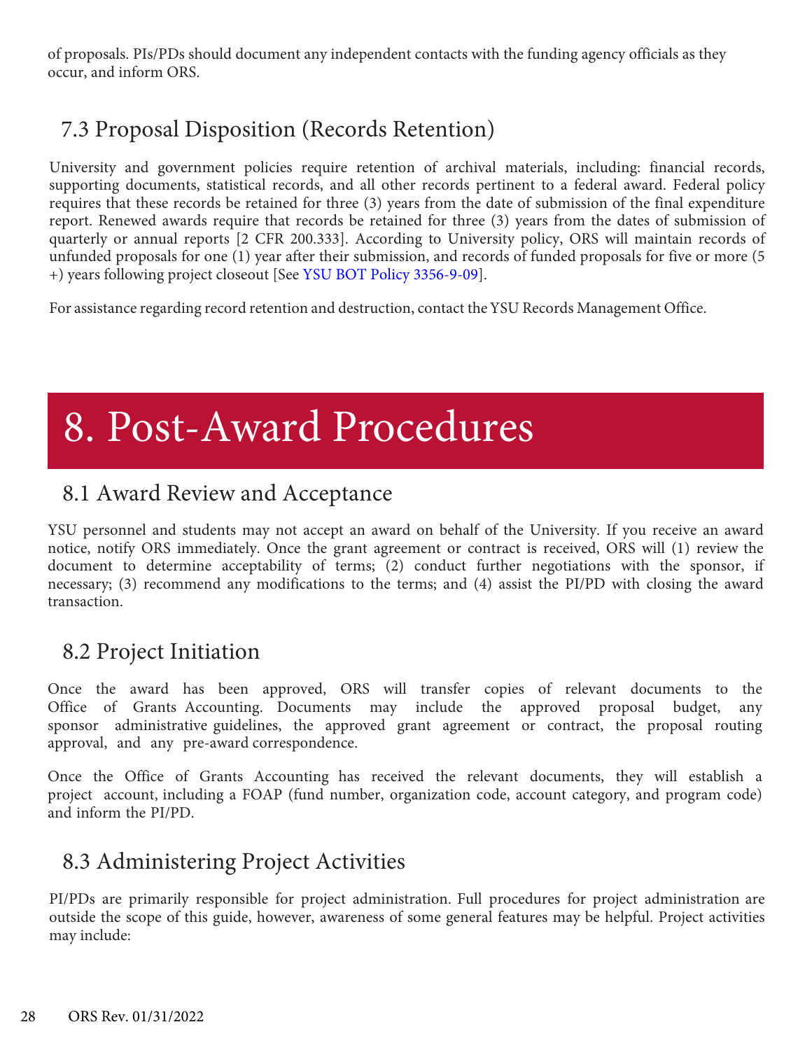of proposals. PIs/PDs should document any independent contacts with the funding agency officials as they occur, and inform ORS.

## 7.3 Proposal Disposition (Records Retention)

University and government policies require retention of archival materials, including: financial records, supporting documents, statistical records, and all other records pertinent to a federal award. Federal policy requires that these records be retained for three (3) years from the date of submission of the final expenditure report. Renewed awards require that records be retained for three (3) years from the dates of submission of quarterly or annual reports [2 CFR 200.333]. According to University policy, ORS will maintain records of unfunded proposals for one (1) year after their submission, and records of funded proposals for five or more (5 +) years following project closeout [See YSU BOT Policy 3356-9-09].

For assistance regarding record retention and destruction, contact the YSU Records Management Office.

# 8. Post-Award Procedures

## 8.1 Award Review and Acceptance

YSU personnel and students may not accept an award on behalf of the University. If you receive an award notice, notify ORS immediately. Once the grant agreement or contract is received, ORS will (1) review the document to determine acceptability of terms; (2) conduct further negotiations with the sponsor, if necessary; (3) recommend any modifications to the terms; and (4) assist the PI/PD with closing the award transaction.

## 8.2 Project Initiation

Once the award has been approved, ORS will transfer copies of relevant documents to the Office of Grants Accounting. Documents may include the approved proposal budget, any sponsor administrative guidelines, the approved grant agreement or contract, the proposal routing approval, and any pre-award correspondence.

Once the Office of Grants Accounting has received the relevant documents, they will establish a project account, including a FOAP (fund number, organization code, account category, and program code) and inform the PI/PD.

## 8.3 Administering Project Activities

PI/PDs are primarily responsible for project administration. Full procedures for project administration are outside the scope of this guide, however, awareness of some general features may be helpful. Project activities may include: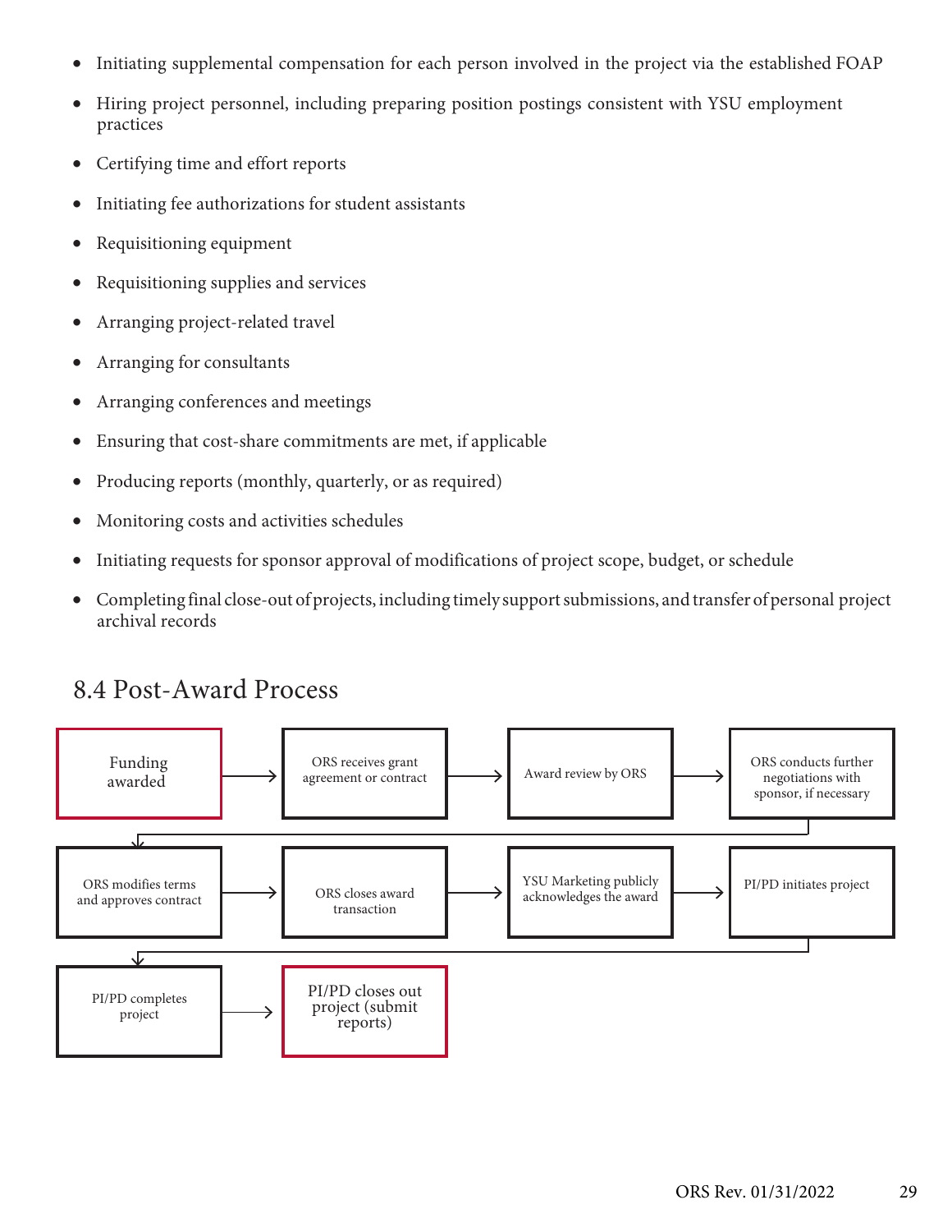- Initiating supplemental compensation for each person involved in the project via the established FOAP
- Hiring project personnel, including preparing position postings consistent with YSU employment practices
- Certifying time and effort reports
- Initiating fee authorizations for student assistants
- Requisitioning equipment
- Requisitioning supplies and services
- Arranging project-related travel
- Arranging for consultants
- Arranging conferences and meetings
- Ensuring that cost-share commitments are met, if applicable
- Producing reports (monthly, quarterly, or as required)
- Monitoring costs and activities schedules
- Initiating requests for sponsor approval of modifications of project scope, budget, or schedule
- Completing final close-out of projects, including timely support submissions, and transfer of personal project archival records

## 8.4 Post-Award Process

Funding awarded

ORS receives grant agreement or contract

Award review by ORS

ORS conducts further negotiations with sponsor, if necessary

ORS modifies terms and approves contract

ORS closes award transaction

YSU Marketing publicly acknowledges the award

PI/PD initiates project

PI/PD completes project

PI/PD closes out project (submit reports)

ORS Rev. 01/31/2022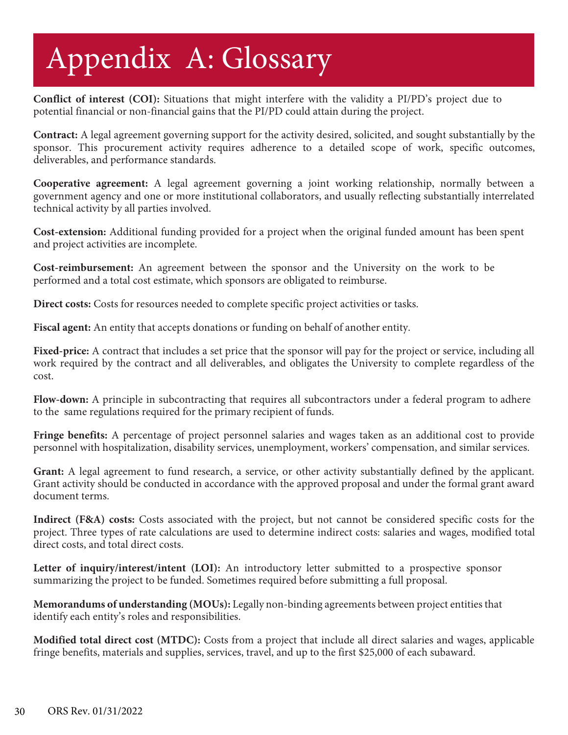# Appendix A: Glossary

**Conflict of interest (COI):** Situations that might interfere with the validity a PI/PD's project due to potential financial or non-financial gains that the PI/PD could attain during the project.

**Contract:** A legal agreement governing support for the activity desired, solicited, and sought substantially by the sponsor. This procurement activity requires adherence to a detailed scope of work, specific outcomes, deliverables, and performance standards.

**Cooperative agreement:** A legal agreement governing a joint working relationship, normally between a government agency and one or more institutional collaborators, and usually reflecting substantially interrelated technical activity by all parties involved.

**Cost-extension:** Additional funding provided for a project when the original funded amount has been spent and project activities are incomplete.

**Cost-reimbursement:** An agreement between the sponsor and the University on the work to be performed and a total cost estimate, which sponsors are obligated to reimburse.

**Direct costs:** Costs for resources needed to complete specific project activities or tasks.

**Fiscal agent:** An entity that accepts donations or funding on behalf of another entity.

**Fixed-price:** A contract that includes a set price that the sponsor will pay for the project or service, including all work required by the contract and all deliverables, and obligates the University to complete regardless of the cost.

**Flow-down:** A principle in subcontracting that requires all subcontractors under a federal program to adhere to the same regulations required for the primary recipient of funds.

**Fringe benefits:** A percentage of project personnel salaries and wages taken as an additional cost to provide personnel with hospitalization, disability services, unemployment, workers' compensation, and similar services.

**Grant:** A legal agreement to fund research, a service, or other activity substantially defined by the applicant. Grant activity should be conducted in accordance with the approved proposal and under the formal grant award document terms.

**Indirect (F&A) costs:** Costs associated with the project, but not cannot be considered specific costs for the project. Three types of rate calculations are used to determine indirect costs: salaries and wages, modified total direct costs, and total direct costs.

**Letter of inquiry/interest/intent (LOI):** An introductory letter submitted to a prospective sponsor summarizing the project to be funded. Sometimes required before submitting a full proposal.

**Memorandums of understanding (MOUs):** Legally non-binding agreements between project entities that identify each entity's roles and responsibilities.

**Modified total direct cost (MTDC):** Costs from a project that include all direct salaries and wages, applicable fringe benefits, materials and supplies, services, travel, and up to the first $25,000 of each subaward.

ORS Rev. 01/31/2022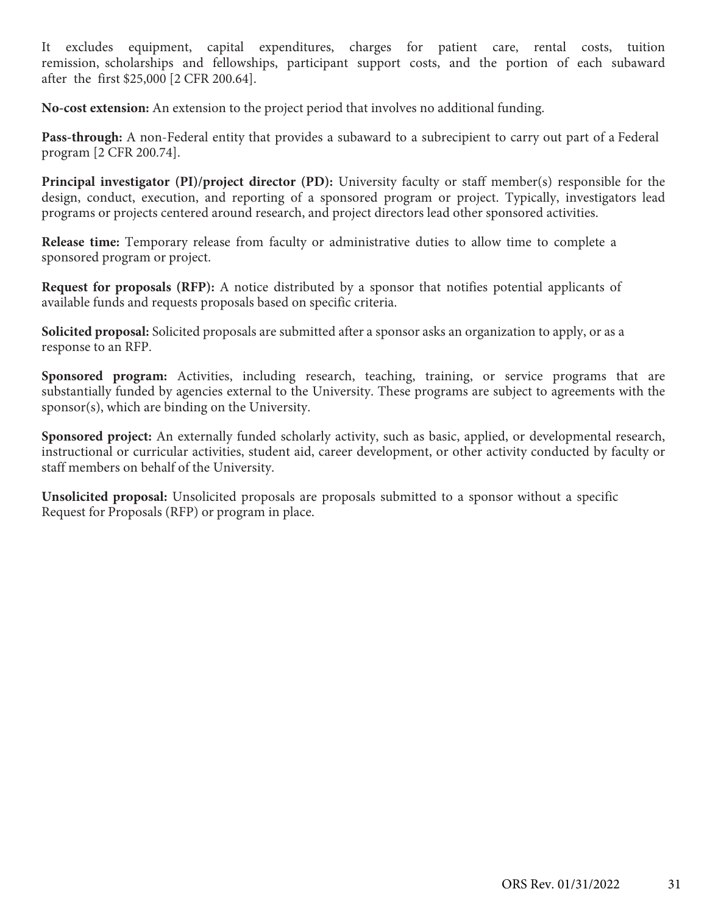It excludes equipment, capital expenditures, charges for patient care, rental costs, tuition remission, scholarships and fellowships, participant support costs, and the portion of each subaward after the first $25,000 [2 CFR 200.64].

**No-cost extension:** An extension to the project period that involves no additional funding.

**Pass-through:** A non-Federal entity that provides a subaward to a subrecipient to carry out part of a Federal program [2 CFR 200.74].

**Principal investigator (PI)/project director (PD):** University faculty or staff member(s) responsible for the design, conduct, execution, and reporting of a sponsored program or project. Typically, investigators lead programs or projects centered around research, and project directors lead other sponsored activities.

**Release time:** Temporary release from faculty or administrative duties to allow time to complete a sponsored program or project.

**Request for proposals (RFP):** A notice distributed by a sponsor that notifies potential applicants of available funds and requests proposals based on specific criteria.

**Solicited proposal:** Solicited proposals are submitted after a sponsor asks an organization to apply, or as a response to an RFP.

**Sponsored program:** Activities, including research, teaching, training, or service programs that are substantially funded by agencies external to the University. These programs are subject to agreements with the sponsor(s), which are binding on the University.

**Sponsored project:** An externally funded scholarly activity, such as basic, applied, or developmental research, instructional or curricular activities, student aid, career development, or other activity conducted by faculty or staff members on behalf of the University.

**Unsolicited proposal:** Unsolicited proposals are proposals submitted to a sponsor without a specific Request for Proposals (RFP) or program in place.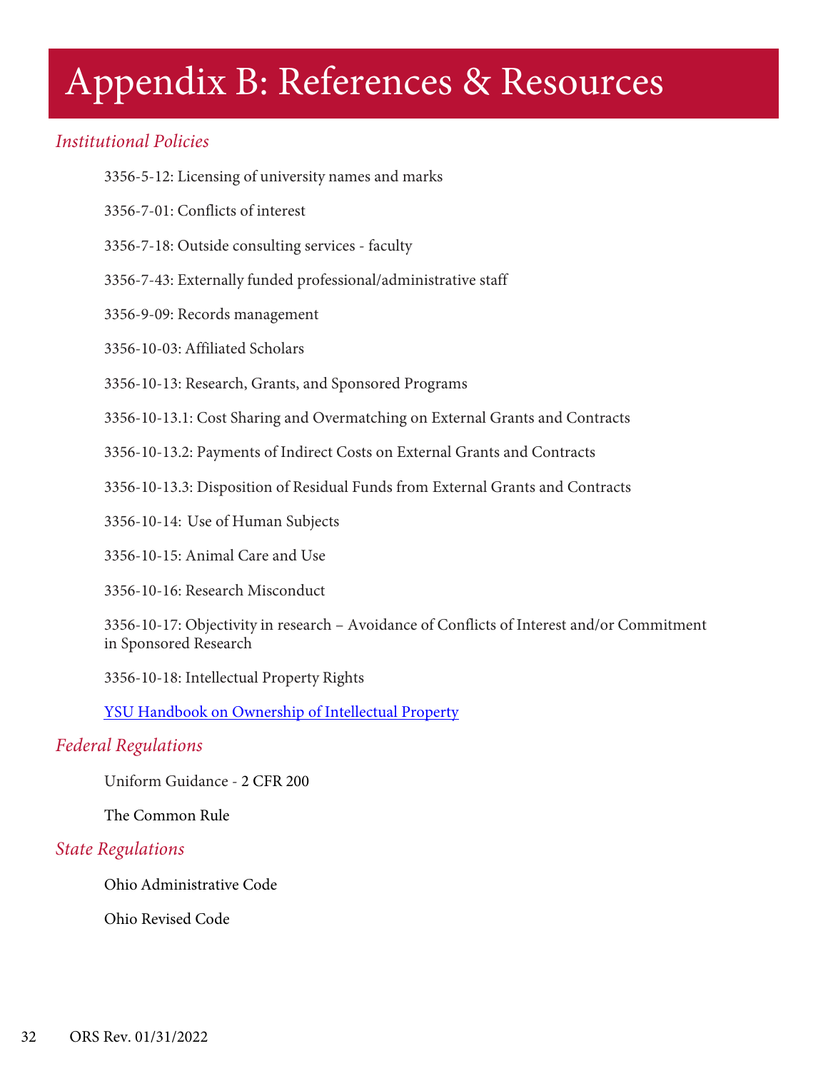# Appendix B: References & Resources

## *Institutional Policies*

3356-5-12: Licensing of university names and marks

3356-7-01: Conflicts of interest

3356-7-18: Outside consulting services - faculty

3356-7-43: Externally funded professional/administrative staff

3356-9-09: Records management

3356-10-03: Affiliated Scholars

3356-10-13: Research, Grants, and Sponsored Programs

3356-10-13.1: Cost Sharing and Overmatching on External Grants and Contracts

3356-10-13.2: Payments of Indirect Costs on External Grants and Contracts

3356-10-13.3: Disposition of Residual Funds from External Grants and Contracts

3356-10-14: Use of Human Subjects

3356-10-15: Animal Care and Use

3356-10-16: Research Misconduct

3356-10-17: Objectivity in research – Avoidance of Conflicts of Interest and/or Commitment in Sponsored Research

3356-10-18: Intellectual Property Rights

YSU Handbook on Ownership of Intellectual Property

## *Federal Regulations*

Uniform Guidance - 2 CFR 200

The Common Rule

## *State Regulations*

Ohio Administrative Code

Ohio Revised Code

ORS Rev. 01/31/2022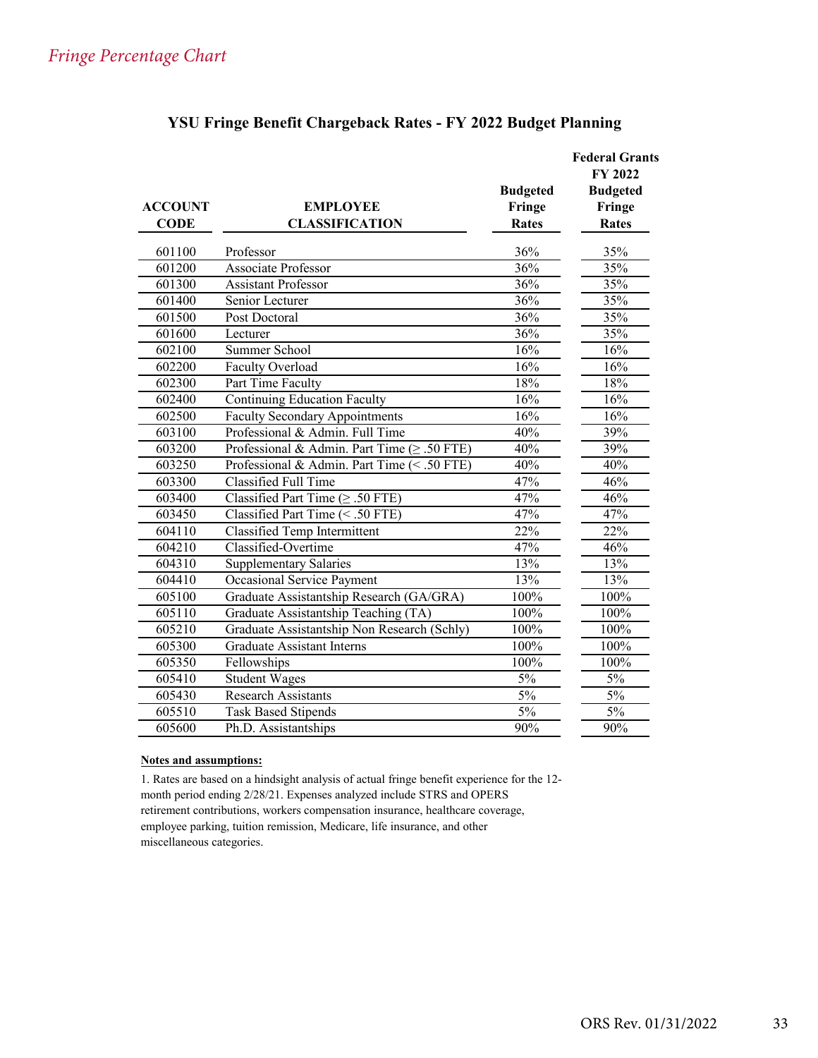*Fringe Percentage Chart*

## YSU Fringe Benefit Chargeback Rates - FY 2022 Budget Planning

| ACCOUNT CODE | EMPLOYEE CLASSIFICATION | Budgeted Fringe Rates | Federal Grants FY 2022 Budgeted Fringe Rates |
|---|---|---|---|
| 601100 | Professor | 36% | 35% |
| 601200 | Associate Professor | 36% | 35% |
| 601300 | Assistant Professor | 36% | 35% |
| 601400 | Senior Lecturer | 36% | 35% |
| 601500 | Post Doctoral | 36% | 35% |
| 601600 | Lecturer | 36% | 35% |
| 602100 | Summer School | 16% | 16% |
| 602200 | Faculty Overload | 16% | 16% |
| 602300 | Part Time Faculty | 18% | 18% |
| 602400 | Continuing Education Faculty | 16% | 16% |
| 602500 | Faculty Secondary Appointments | 16% | 16% |
| 603100 | Professional & Admin. Full Time | 40% | 39% |
| 603200 | Professional & Admin. Part Time (≥ .50 FTE) | 40% | 39% |
| 603250 | Professional & Admin. Part Time (< .50 FTE) | 40% | 40% |
| 603300 | Classified Full Time | 47% | 46% |
| 603400 | Classified Part Time (≥ .50 FTE) | 47% | 46% |
| 603450 | Classified Part Time (< .50 FTE) | 47% | 47% |
| 604110 | Classified Temp Intermittent | 22% | 22% |
| 604210 | Classified-Overtime | 47% | 46% |
| 604310 | Supplementary Salaries | 13% | 13% |
| 604410 | Occasional Service Payment | 13% | 13% |
| 605100 | Graduate Assistantship Research (GA/GRA) | 100% | 100% |
| 605110 | Graduate Assistantship Teaching (TA) | 100% | 100% |
| 605210 | Graduate Assistantship Non Research (Schly) | 100% | 100% |
| 605300 | Graduate Assistant Interns | 100% | 100% |
| 605350 | Fellowships | 100% | 100% |
| 605410 | Student Wages | 5% | 5% |
| 605430 | Research Assistants | 5% | 5% |
| 605510 | Task Based Stipends | 5% | 5% |
| 605600 | Ph.D. Assistantships | 90% | 90% |

**Notes and assumptions:**

1. Rates are based on a hindsight analysis of actual fringe benefit experience for the 12-month period ending 2/28/21. Expenses analyzed include STRS and OPERS retirement contributions, workers compensation insurance, healthcare coverage, employee parking, tuition remission, Medicare, life insurance, and other miscellaneous categories.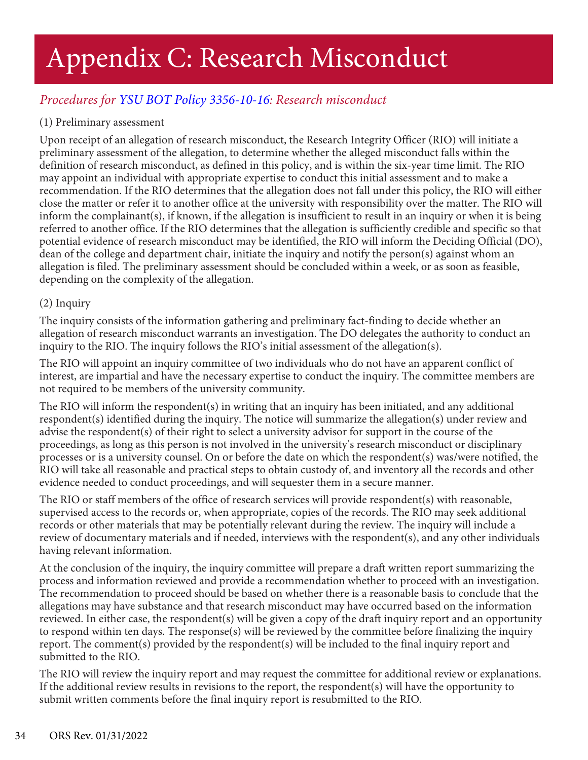# Appendix C: Research Misconduct

*Procedures for YSU BOT Policy 3356-10-16: Research misconduct*

(1) Preliminary assessment

Upon receipt of an allegation of research misconduct, the Research Integrity Officer (RIO) will initiate a preliminary assessment of the allegation, to determine whether the alleged misconduct falls within the definition of research misconduct, as defined in this policy, and is within the six-year time limit. The RIO may appoint an individual with appropriate expertise to conduct this initial assessment and to make a recommendation. If the RIO determines that the allegation does not fall under this policy, the RIO will either close the matter or refer it to another office at the university with responsibility over the matter. The RIO will inform the complainant(s), if known, if the allegation is insufficient to result in an inquiry or when it is being referred to another office. If the RIO determines that the allegation is sufficiently credible and specific so that potential evidence of research misconduct may be identified, the RIO will inform the Deciding Official (DO), dean of the college and department chair, initiate the inquiry and notify the person(s) against whom an allegation is filed. The preliminary assessment should be concluded within a week, or as soon as feasible, depending on the complexity of the allegation.

(2) Inquiry

The inquiry consists of the information gathering and preliminary fact-finding to decide whether an allegation of research misconduct warrants an investigation. The DO delegates the authority to conduct an inquiry to the RIO. The inquiry follows the RIO's initial assessment of the allegation(s).

The RIO will appoint an inquiry committee of two individuals who do not have an apparent conflict of interest, are impartial and have the necessary expertise to conduct the inquiry. The committee members are not required to be members of the university community.

The RIO will inform the respondent(s) in writing that an inquiry has been initiated, and any additional respondent(s) identified during the inquiry. The notice will summarize the allegation(s) under review and advise the respondent(s) of their right to select a university advisor for support in the course of the proceedings, as long as this person is not involved in the university's research misconduct or disciplinary processes or is a university counsel. On or before the date on which the respondent(s) was/were notified, the RIO will take all reasonable and practical steps to obtain custody of, and inventory all the records and other evidence needed to conduct proceedings, and will sequester them in a secure manner.

The RIO or staff members of the office of research services will provide respondent(s) with reasonable, supervised access to the records or, when appropriate, copies of the records. The RIO may seek additional records or other materials that may be potentially relevant during the review. The inquiry will include a review of documentary materials and if needed, interviews with the respondent(s), and any other individuals having relevant information.

At the conclusion of the inquiry, the inquiry committee will prepare a draft written report summarizing the process and information reviewed and provide a recommendation whether to proceed with an investigation. The recommendation to proceed should be based on whether there is a reasonable basis to conclude that the allegations may have substance and that research misconduct may have occurred based on the information reviewed. In either case, the respondent(s) will be given a copy of the draft inquiry report and an opportunity to respond within ten days. The response(s) will be reviewed by the committee before finalizing the inquiry report. The comment(s) provided by the respondent(s) will be included to the final inquiry report and submitted to the RIO.

The RIO will review the inquiry report and may request the committee for additional review or explanations. If the additional review results in revisions to the report, the respondent(s) will have the opportunity to submit written comments before the final inquiry report is resubmitted to the RIO.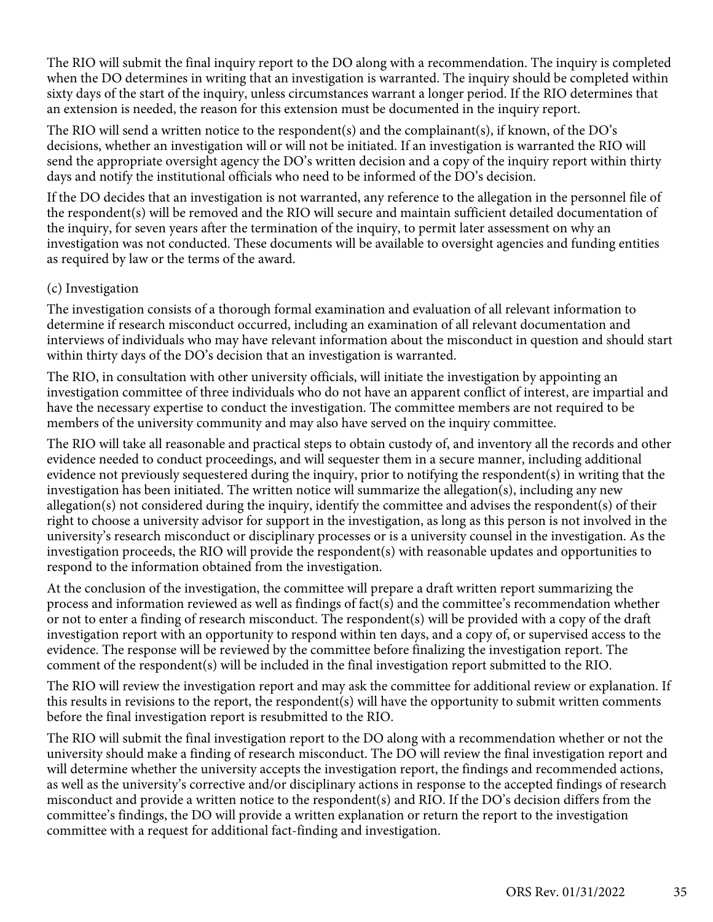The RIO will submit the final inquiry report to the DO along with a recommendation. The inquiry is completed when the DO determines in writing that an investigation is warranted. The inquiry should be completed within sixty days of the start of the inquiry, unless circumstances warrant a longer period. If the RIO determines that an extension is needed, the reason for this extension must be documented in the inquiry report.

The RIO will send a written notice to the respondent(s) and the complainant(s), if known, of the DO's decisions, whether an investigation will or will not be initiated. If an investigation is warranted the RIO will send the appropriate oversight agency the DO's written decision and a copy of the inquiry report within thirty days and notify the institutional officials who need to be informed of the DO's decision.

If the DO decides that an investigation is not warranted, any reference to the allegation in the personnel file of the respondent(s) will be removed and the RIO will secure and maintain sufficient detailed documentation of the inquiry, for seven years after the termination of the inquiry, to permit later assessment on why an investigation was not conducted. These documents will be available to oversight agencies and funding entities as required by law or the terms of the award.

(c) Investigation

The investigation consists of a thorough formal examination and evaluation of all relevant information to determine if research misconduct occurred, including an examination of all relevant documentation and interviews of individuals who may have relevant information about the misconduct in question and should start within thirty days of the DO's decision that an investigation is warranted.

The RIO, in consultation with other university officials, will initiate the investigation by appointing an investigation committee of three individuals who do not have an apparent conflict of interest, are impartial and have the necessary expertise to conduct the investigation. The committee members are not required to be members of the university community and may also have served on the inquiry committee.

The RIO will take all reasonable and practical steps to obtain custody of, and inventory all the records and other evidence needed to conduct proceedings, and will sequester them in a secure manner, including additional evidence not previously sequestered during the inquiry, prior to notifying the respondent(s) in writing that the investigation has been initiated. The written notice will summarize the allegation(s), including any new allegation(s) not considered during the inquiry, identify the committee and advises the respondent(s) of their right to choose a university advisor for support in the investigation, as long as this person is not involved in the university's research misconduct or disciplinary processes or is a university counsel in the investigation. As the investigation proceeds, the RIO will provide the respondent(s) with reasonable updates and opportunities to respond to the information obtained from the investigation.

At the conclusion of the investigation, the committee will prepare a draft written report summarizing the process and information reviewed as well as findings of fact(s) and the committee's recommendation whether or not to enter a finding of research misconduct. The respondent(s) will be provided with a copy of the draft investigation report with an opportunity to respond within ten days, and a copy of, or supervised access to the evidence. The response will be reviewed by the committee before finalizing the investigation report. The comment of the respondent(s) will be included in the final investigation report submitted to the RIO.

The RIO will review the investigation report and may ask the committee for additional review or explanation. If this results in revisions to the report, the respondent(s) will have the opportunity to submit written comments before the final investigation report is resubmitted to the RIO.

The RIO will submit the final investigation report to the DO along with a recommendation whether or not the university should make a finding of research misconduct. The DO will review the final investigation report and will determine whether the university accepts the investigation report, the findings and recommended actions, as well as the university's corrective and/or disciplinary actions in response to the accepted findings of research misconduct and provide a written notice to the respondent(s) and RIO. If the DO's decision differs from the committee's findings, the DO will provide a written explanation or return the report to the investigation committee with a request for additional fact-finding and investigation.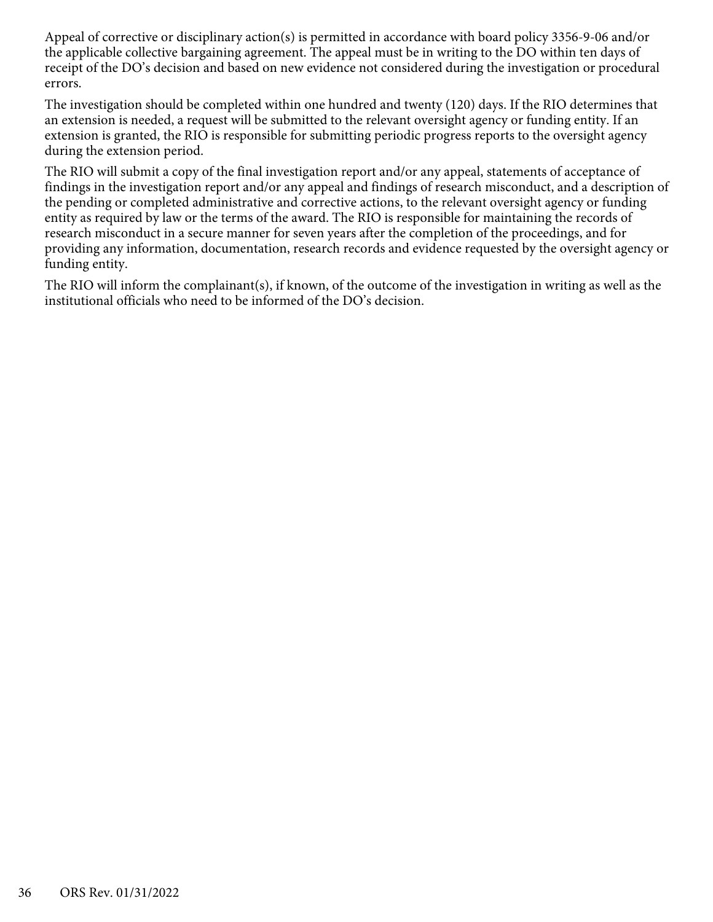Appeal of corrective or disciplinary action(s) is permitted in accordance with board policy 3356-9-06 and/or the applicable collective bargaining agreement. The appeal must be in writing to the DO within ten days of receipt of the DO's decision and based on new evidence not considered during the investigation or procedural errors.

The investigation should be completed within one hundred and twenty (120) days. If the RIO determines that an extension is needed, a request will be submitted to the relevant oversight agency or funding entity. If an extension is granted, the RIO is responsible for submitting periodic progress reports to the oversight agency during the extension period.

The RIO will submit a copy of the final investigation report and/or any appeal, statements of acceptance of findings in the investigation report and/or any appeal and findings of research misconduct, and a description of the pending or completed administrative and corrective actions, to the relevant oversight agency or funding entity as required by law or the terms of the award. The RIO is responsible for maintaining the records of research misconduct in a secure manner for seven years after the completion of the proceedings, and for providing any information, documentation, research records and evidence requested by the oversight agency or funding entity.

The RIO will inform the complainant(s), if known, of the outcome of the investigation in writing as well as the institutional officials who need to be informed of the DO's decision.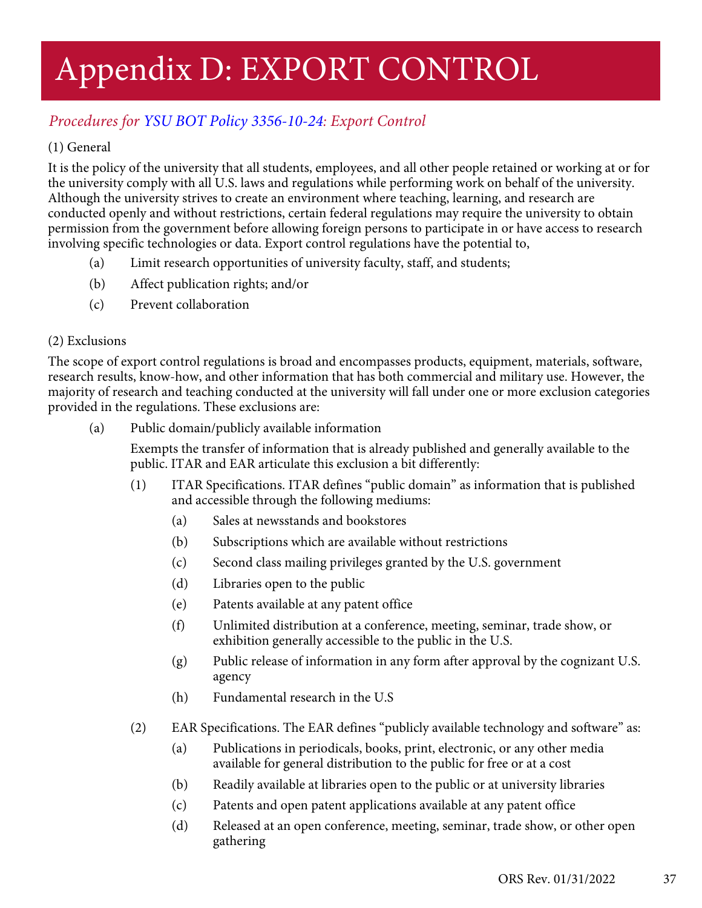# Appendix D: EXPORT CONTROL

*Procedures for YSU BOT Policy 3356-10-24: Export Control*

(1) General

It is the policy of the university that all students, employees, and all other people retained or working at or for the university comply with all U.S. laws and regulations while performing work on behalf of the university. Although the university strives to create an environment where teaching, learning, and research are conducted openly and without restrictions, certain federal regulations may require the university to obtain permission from the government before allowing foreign persons to participate in or have access to research involving specific technologies or data. Export control regulations have the potential to,

- (a) Limit research opportunities of university faculty, staff, and students;
- (b) Affect publication rights; and/or
- (c) Prevent collaboration

(2) Exclusions

The scope of export control regulations is broad and encompasses products, equipment, materials, software, research results, know-how, and other information that has both commercial and military use. However, the majority of research and teaching conducted at the university will fall under one or more exclusion categories provided in the regulations. These exclusions are:

- (a) Public domain/publicly available information

  Exempts the transfer of information that is already published and generally available to the public. ITAR and EAR articulate this exclusion a bit differently:

  - (1) ITAR Specifications. ITAR defines "public domain" as information that is published and accessible through the following mediums:
    - (a) Sales at newsstands and bookstores
    - (b) Subscriptions which are available without restrictions
    - (c) Second class mailing privileges granted by the U.S. government
    - (d) Libraries open to the public
    - (e) Patents available at any patent office
    - (f) Unlimited distribution at a conference, meeting, seminar, trade show, or exhibition generally accessible to the public in the U.S.
    - (g) Public release of information in any form after approval by the cognizant U.S. agency
    - (h) Fundamental research in the U.S
  - (2) EAR Specifications. The EAR defines "publicly available technology and software" as:
    - (a) Publications in periodicals, books, print, electronic, or any other media available for general distribution to the public for free or at a cost
    - (b) Readily available at libraries open to the public or at university libraries
    - (c) Patents and open patent applications available at any patent office
    - (d) Released at an open conference, meeting, seminar, trade show, or other open gathering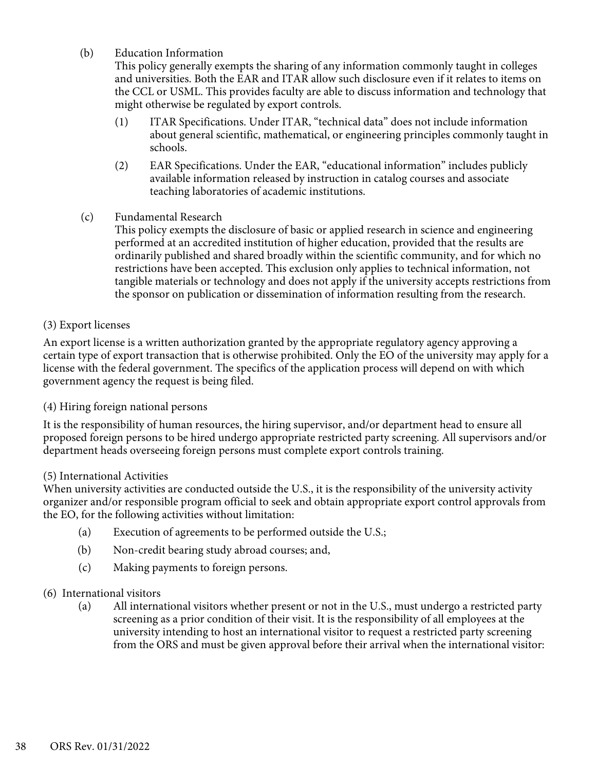(b) Education Information

This policy generally exempts the sharing of any information commonly taught in colleges and universities. Both the EAR and ITAR allow such disclosure even if it relates to items on the CCL or USML. This provides faculty are able to discuss information and technology that might otherwise be regulated by export controls.

(1) ITAR Specifications. Under ITAR, "technical data" does not include information about general scientific, mathematical, or engineering principles commonly taught in schools.

(2) EAR Specifications. Under the EAR, "educational information" includes publicly available information released by instruction in catalog courses and associate teaching laboratories of academic institutions.

(c) Fundamental Research

This policy exempts the disclosure of basic or applied research in science and engineering performed at an accredited institution of higher education, provided that the results are ordinarily published and shared broadly within the scientific community, and for which no restrictions have been accepted. This exclusion only applies to technical information, not tangible materials or technology and does not apply if the university accepts restrictions from the sponsor on publication or dissemination of information resulting from the research.

(3) Export licenses

An export license is a written authorization granted by the appropriate regulatory agency approving a certain type of export transaction that is otherwise prohibited. Only the EO of the university may apply for a license with the federal government. The specifics of the application process will depend on with which government agency the request is being filed.

(4) Hiring foreign national persons

It is the responsibility of human resources, the hiring supervisor, and/or department head to ensure all proposed foreign persons to be hired undergo appropriate restricted party screening. All supervisors and/or department heads overseeing foreign persons must complete export controls training.

(5) International Activities

When university activities are conducted outside the U.S., it is the responsibility of the university activity organizer and/or responsible program official to seek and obtain appropriate export control approvals from the EO, for the following activities without limitation:

(a) Execution of agreements to be performed outside the U.S.;

(b) Non-credit bearing study abroad courses; and,

(c) Making payments to foreign persons.

(6) International visitors

(a) All international visitors whether present or not in the U.S., must undergo a restricted party screening as a prior condition of their visit. It is the responsibility of all employees at the university intending to host an international visitor to request a restricted party screening from the ORS and must be given approval before their arrival when the international visitor: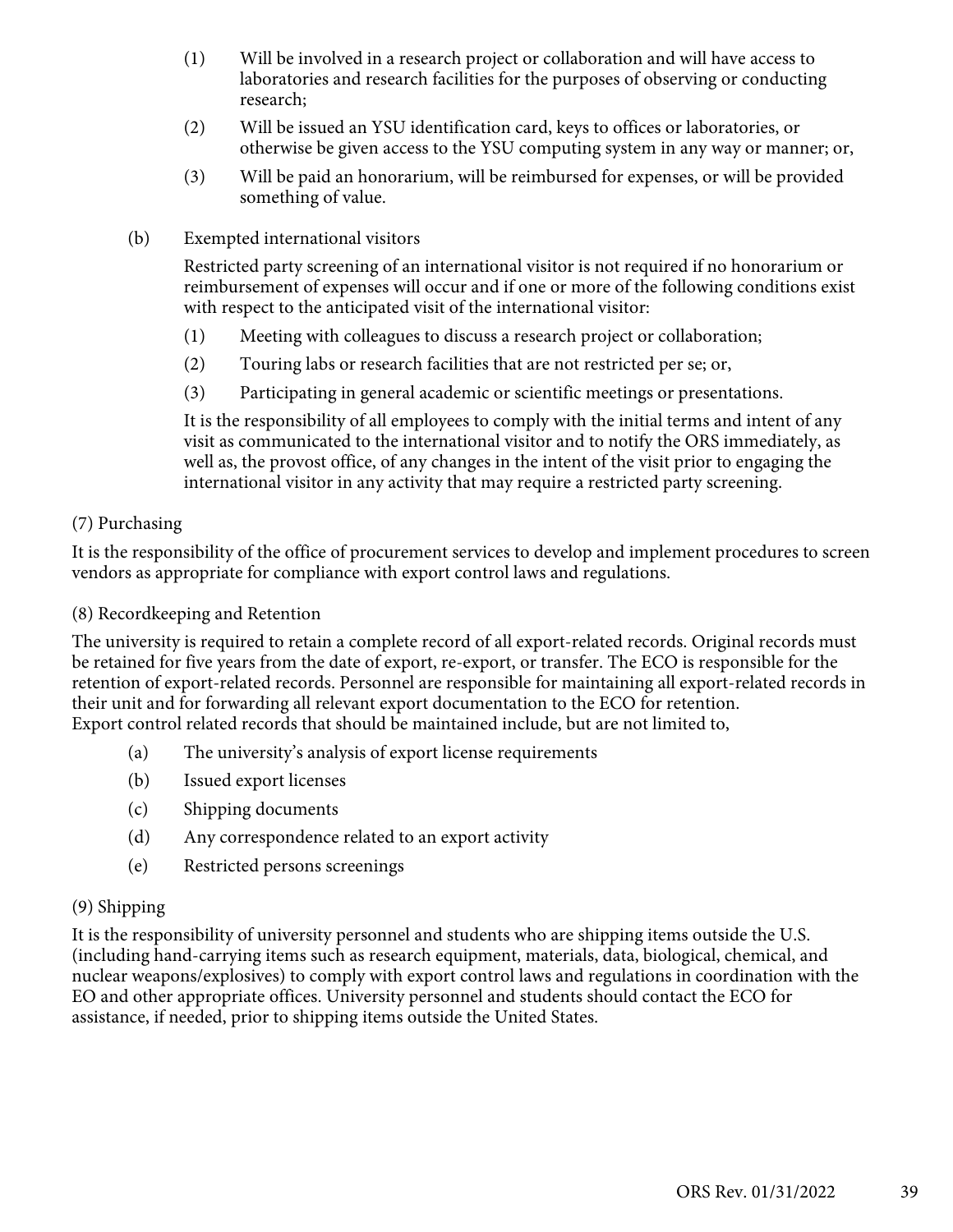(1) Will be involved in a research project or collaboration and will have access to laboratories and research facilities for the purposes of observing or conducting research;

(2) Will be issued an YSU identification card, keys to offices or laboratories, or otherwise be given access to the YSU computing system in any way or manner; or,

(3) Will be paid an honorarium, will be reimbursed for expenses, or will be provided something of value.

(b) Exempted international visitors

Restricted party screening of an international visitor is not required if no honorarium or reimbursement of expenses will occur and if one or more of the following conditions exist with respect to the anticipated visit of the international visitor:

(1) Meeting with colleagues to discuss a research project or collaboration;

(2) Touring labs or research facilities that are not restricted per se; or,

(3) Participating in general academic or scientific meetings or presentations.

It is the responsibility of all employees to comply with the initial terms and intent of any visit as communicated to the international visitor and to notify the ORS immediately, as well as, the provost office, of any changes in the intent of the visit prior to engaging the international visitor in any activity that may require a restricted party screening.

(7) Purchasing

It is the responsibility of the office of procurement services to develop and implement procedures to screen vendors as appropriate for compliance with export control laws and regulations.

(8) Recordkeeping and Retention

The university is required to retain a complete record of all export-related records. Original records must be retained for five years from the date of export, re-export, or transfer. The ECO is responsible for the retention of export-related records. Personnel are responsible for maintaining all export-related records in their unit and for forwarding all relevant export documentation to the ECO for retention.
Export control related records that should be maintained include, but are not limited to,

(a) The university's analysis of export license requirements

(b) Issued export licenses

(c) Shipping documents

(d) Any correspondence related to an export activity

(e) Restricted persons screenings

(9) Shipping

It is the responsibility of university personnel and students who are shipping items outside the U.S. (including hand-carrying items such as research equipment, materials, data, biological, chemical, and nuclear weapons/explosives) to comply with export control laws and regulations in coordination with the EO and other appropriate offices. University personnel and students should contact the ECO for assistance, if needed, prior to shipping items outside the United States.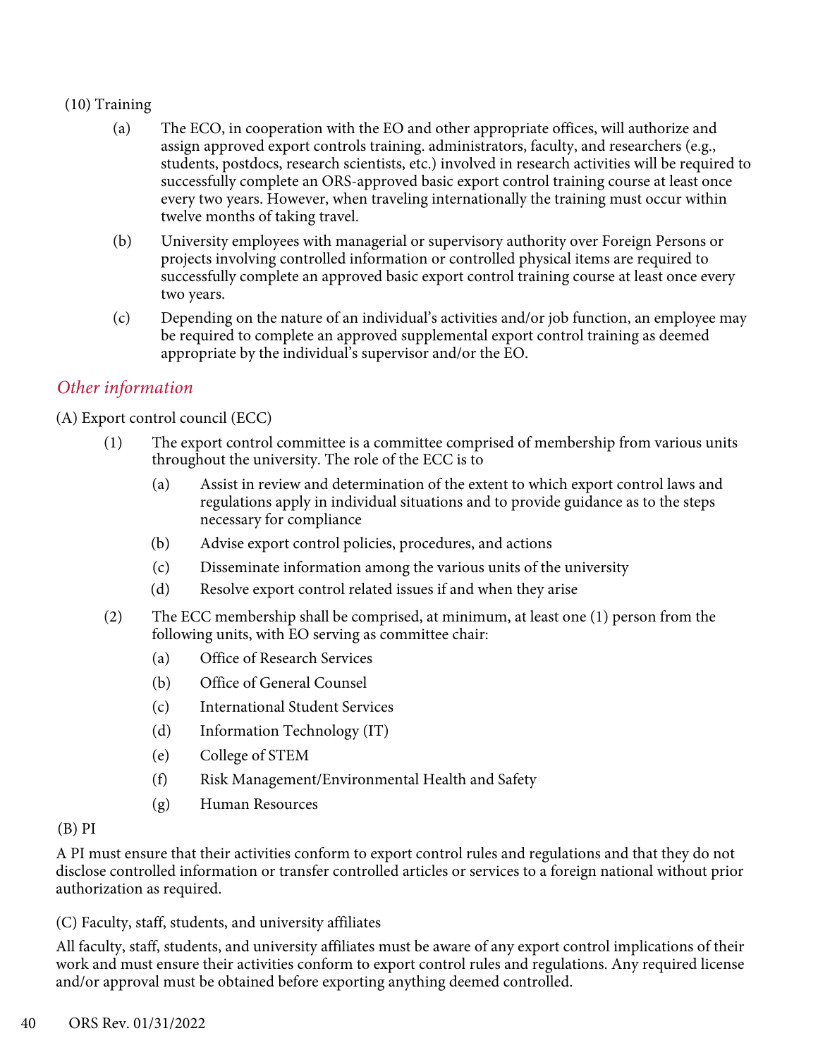(10) Training

- (a) The ECO, in cooperation with the EO and other appropriate offices, will authorize and assign approved export controls training. administrators, faculty, and researchers (e.g., students, postdocs, research scientists, etc.) involved in research activities will be required to successfully complete an ORS-approved basic export control training course at least once every two years. However, when traveling internationally the training must occur within twelve months of taking travel.
- (b) University employees with managerial or supervisory authority over Foreign Persons or projects involving controlled information or controlled physical items are required to successfully complete an approved basic export control training course at least once every two years.
- (c) Depending on the nature of an individual's activities and/or job function, an employee may be required to complete an approved supplemental export control training as deemed appropriate by the individual's supervisor and/or the EO.

## *Other information*

(A) Export control council (ECC)

- (1) The export control committee is a committee comprised of membership from various units throughout the university. The role of the ECC is to
  - (a) Assist in review and determination of the extent to which export control laws and regulations apply in individual situations and to provide guidance as to the steps necessary for compliance
  - (b) Advise export control policies, procedures, and actions
  - (c) Disseminate information among the various units of the university
  - (d) Resolve export control related issues if and when they arise
- (2) The ECC membership shall be comprised, at minimum, at least one (1) person from the following units, with EO serving as committee chair:
  - (a) Office of Research Services
  - (b) Office of General Counsel
  - (c) International Student Services
  - (d) Information Technology (IT)
  - (e) College of STEM
  - (f) Risk Management/Environmental Health and Safety
  - (g) Human Resources

(B) PI

A PI must ensure that their activities conform to export control rules and regulations and that they do not disclose controlled information or transfer controlled articles or services to a foreign national without prior authorization as required.

(C) Faculty, staff, students, and university affiliates

All faculty, staff, students, and university affiliates must be aware of any export control implications of their work and must ensure their activities conform to export control rules and regulations. Any required license and/or approval must be obtained before exporting anything deemed controlled.